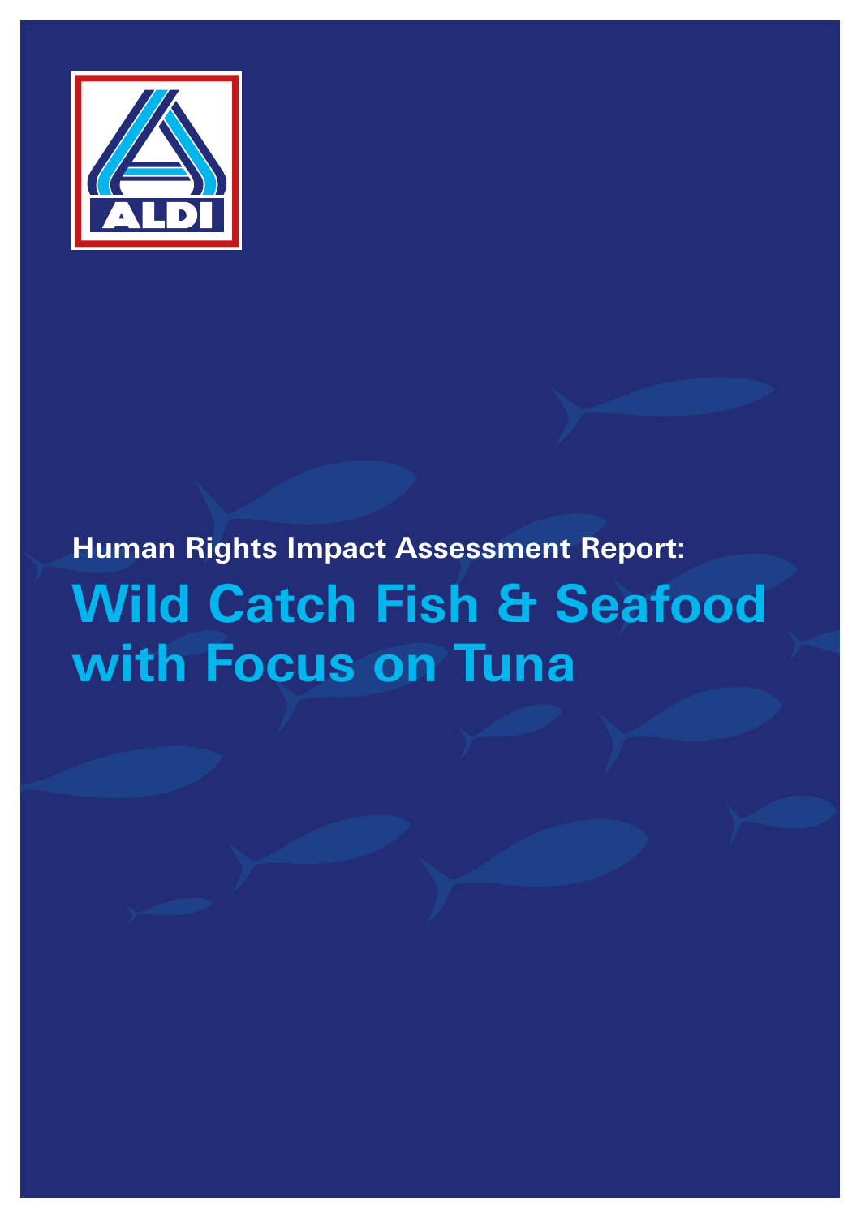ALDI

Human Rights Impact Assessment Report:

# Wild Catch Fish & Seafood with Focus on Tuna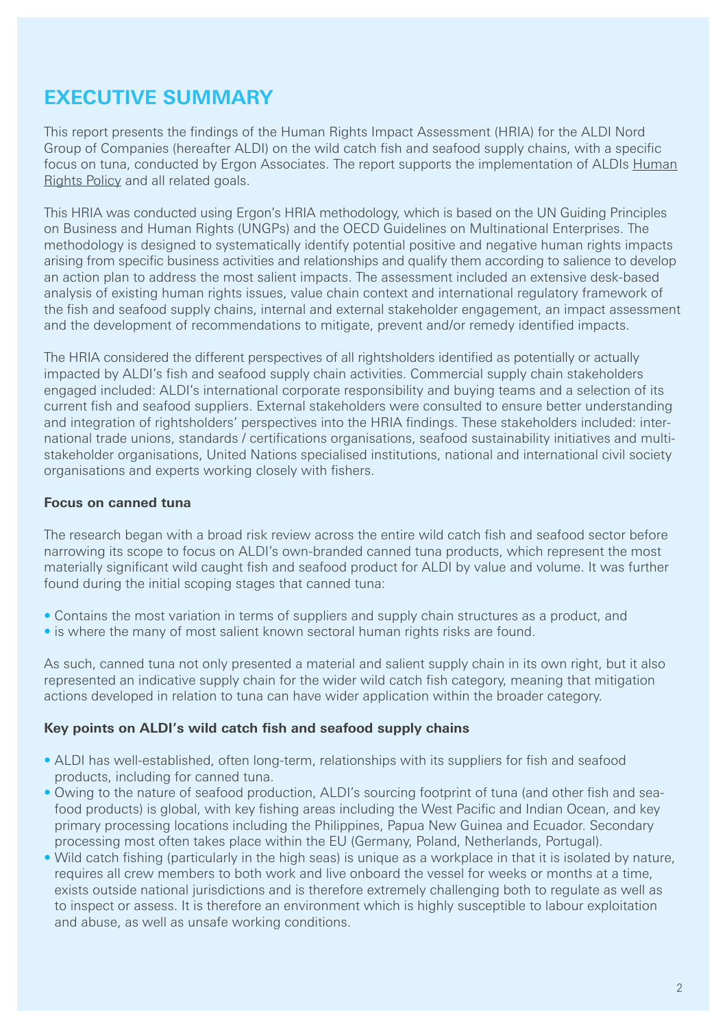# EXECUTIVE SUMMARY

This report presents the findings of the Human Rights Impact Assessment (HRIA) for the ALDI Nord Group of Companies (hereafter ALDI) on the wild catch fish and seafood supply chains, with a specific focus on tuna, conducted by Ergon Associates. The report supports the implementation of ALDIs Human Rights Policy and all related goals.

This HRIA was conducted using Ergon's HRIA methodology, which is based on the UN Guiding Principles on Business and Human Rights (UNGPs) and the OECD Guidelines on Multinational Enterprises. The methodology is designed to systematically identify potential positive and negative human rights impacts arising from specific business activities and relationships and qualify them according to salience to develop an action plan to address the most salient impacts. The assessment included an extensive desk-based analysis of existing human rights issues, value chain context and international regulatory framework of the fish and seafood supply chains, internal and external stakeholder engagement, an impact assessment and the development of recommendations to mitigate, prevent and/or remedy identified impacts.

The HRIA considered the different perspectives of all rightsholders identified as potentially or actually impacted by ALDI's fish and seafood supply chain activities. Commercial supply chain stakeholders engaged included: ALDI's international corporate responsibility and buying teams and a selection of its current fish and seafood suppliers. External stakeholders were consulted to ensure better understanding and integration of rightsholders' perspectives into the HRIA findings. These stakeholders included: international trade unions, standards / certifications organisations, seafood sustainability initiatives and multi-stakeholder organisations, United Nations specialised institutions, national and international civil society organisations and experts working closely with fishers.

**Focus on canned tuna**

The research began with a broad risk review across the entire wild catch fish and seafood sector before narrowing its scope to focus on ALDI's own-branded canned tuna products, which represent the most materially significant wild caught fish and seafood product for ALDI by value and volume. It was further found during the initial scoping stages that canned tuna:

- Contains the most variation in terms of suppliers and supply chain structures as a product, and
- is where the many of most salient known sectoral human rights risks are found.

As such, canned tuna not only presented a material and salient supply chain in its own right, but it also represented an indicative supply chain for the wider wild catch fish category, meaning that mitigation actions developed in relation to tuna can have wider application within the broader category.

**Key points on ALDI's wild catch fish and seafood supply chains**

- ALDI has well-established, often long-term, relationships with its suppliers for fish and seafood products, including for canned tuna.
- Owing to the nature of seafood production, ALDI's sourcing footprint of tuna (and other fish and seafood products) is global, with key fishing areas including the West Pacific and Indian Ocean, and key primary processing locations including the Philippines, Papua New Guinea and Ecuador. Secondary processing most often takes place within the EU (Germany, Poland, Netherlands, Portugal).
- Wild catch fishing (particularly in the high seas) is unique as a workplace in that it is isolated by nature, requires all crew members to both work and live onboard the vessel for weeks or months at a time, exists outside national jurisdictions and is therefore extremely challenging both to regulate as well as to inspect or assess. It is therefore an environment which is highly susceptible to labour exploitation and abuse, as well as unsafe working conditions.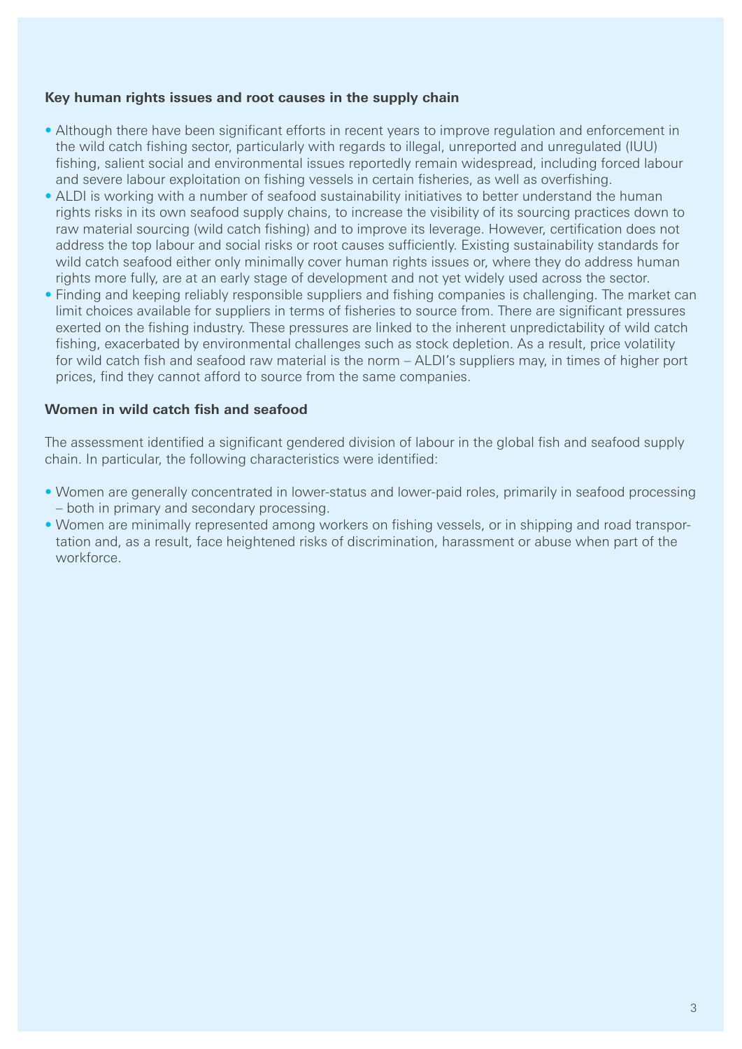**Key human rights issues and root causes in the supply chain**

- Although there have been significant efforts in recent years to improve regulation and enforcement in the wild catch fishing sector, particularly with regards to illegal, unreported and unregulated (IUU) fishing, salient social and environmental issues reportedly remain widespread, including forced labour and severe labour exploitation on fishing vessels in certain fisheries, as well as overfishing.
- ALDI is working with a number of seafood sustainability initiatives to better understand the human rights risks in its own seafood supply chains, to increase the visibility of its sourcing practices down to raw material sourcing (wild catch fishing) and to improve its leverage. However, certification does not address the top labour and social risks or root causes sufficiently. Existing sustainability standards for wild catch seafood either only minimally cover human rights issues or, where they do address human rights more fully, are at an early stage of development and not yet widely used across the sector.
- Finding and keeping reliably responsible suppliers and fishing companies is challenging. The market can limit choices available for suppliers in terms of fisheries to source from. There are significant pressures exerted on the fishing industry. These pressures are linked to the inherent unpredictability of wild catch fishing, exacerbated by environmental challenges such as stock depletion. As a result, price volatility for wild catch fish and seafood raw material is the norm – ALDI's suppliers may, in times of higher port prices, find they cannot afford to source from the same companies.

**Women in wild catch fish and seafood**

The assessment identified a significant gendered division of labour in the global fish and seafood supply chain. In particular, the following characteristics were identified:

- Women are generally concentrated in lower-status and lower-paid roles, primarily in seafood processing – both in primary and secondary processing.
- Women are minimally represented among workers on fishing vessels, or in shipping and road transportation and, as a result, face heightened risks of discrimination, harassment or abuse when part of the workforce.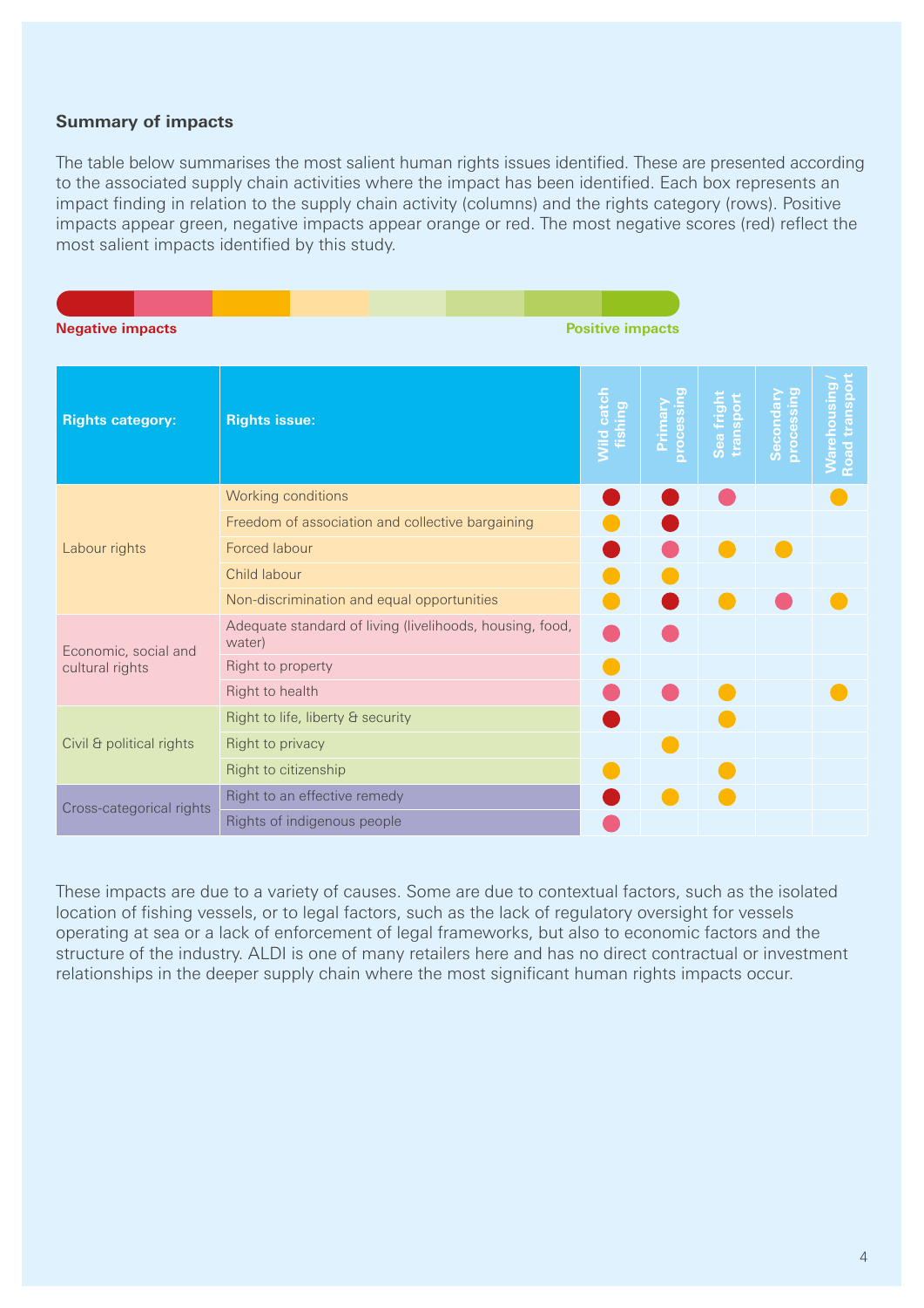## Summary of impacts

The table below summarises the most salient human rights issues identified. These are presented according to the associated supply chain activities where the impact has been identified. Each box represents an impact finding in relation to the supply chain activity (columns) and the rights category (rows). Positive impacts appear green, negative impacts appear orange or red. The most negative scores (red) reflect the most salient impacts identified by this study.

Negative impacts

Positive impacts

| Rights category: | Rights issue: | Wild catch fishing | Primary processing | Sea fright transport | Secondary processing | Warehousing / Road transport |
|---|---|---|---|---|---|---|
| Labour rights | Working conditions | ● (red) | ● (red) | ● (pink) | | ● (orange) |
| | Freedom of association and collective bargaining | ● (orange) | ● (red) | | | |
| | Forced labour | ● (red) | ● (pink) | ● (orange) | ● (orange) | |
| | Child labour | ● (orange) | ● (orange) | | | |
| | Non-discrimination and equal opportunities | ● (orange) | ● (red) | ● (orange) | ● (pink) | ● (orange) |
| Economic, social and cultural rights | Adequate standard of living (livelihoods, housing, food, water) | ● (pink) | ● (pink) | | | |
| | Right to property | ● (orange) | | | | |
| | Right to health | ● (pink) | ● (pink) | ● (orange) | | ● (orange) |
| Civil & political rights | Right to life, liberty & security | ● (red) | | ● (orange) | | |
| | Right to privacy | | ● (orange) | | | |
| | Right to citizenship | ● (orange) | | ● (orange) | | |
| Cross-categorical rights | Right to an effective remedy | ● (red) | ● (orange) | ● (orange) | | |
| | Rights of indigenous people | ● (pink) | | | | |

These impacts are due to a variety of causes. Some are due to contextual factors, such as the isolated location of fishing vessels, or to legal factors, such as the lack of regulatory oversight for vessels operating at sea or a lack of enforcement of legal frameworks, but also to economic factors and the structure of the industry. ALDI is one of many retailers here and has no direct contractual or investment relationships in the deeper supply chain where the most significant human rights impacts occur.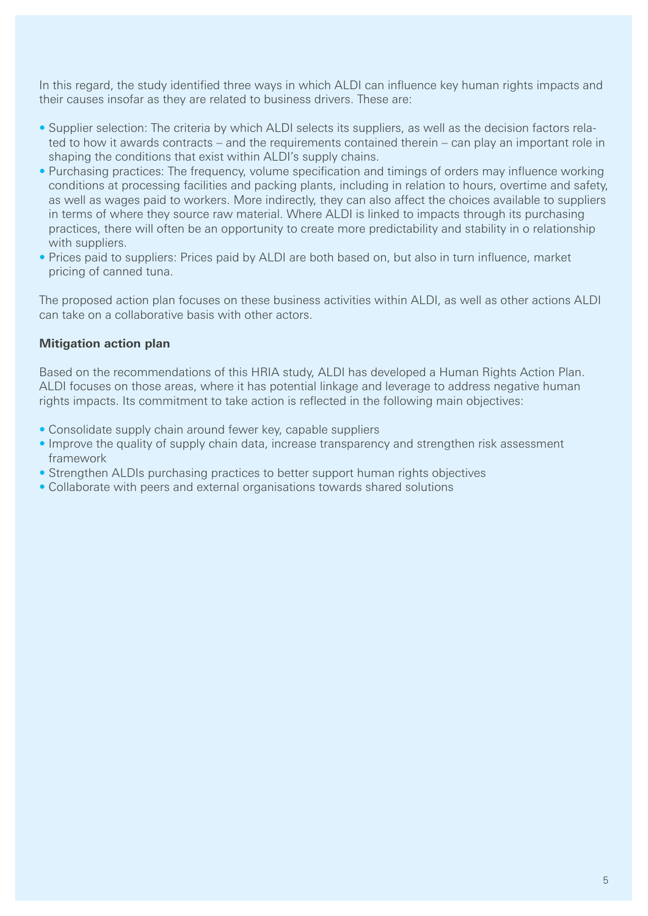In this regard, the study identified three ways in which ALDI can influence key human rights impacts and their causes insofar as they are related to business drivers. These are:

- Supplier selection: The criteria by which ALDI selects its suppliers, as well as the decision factors related to how it awards contracts – and the requirements contained therein – can play an important role in shaping the conditions that exist within ALDI's supply chains.
- Purchasing practices: The frequency, volume specification and timings of orders may influence working conditions at processing facilities and packing plants, including in relation to hours, overtime and safety, as well as wages paid to workers. More indirectly, they can also affect the choices available to suppliers in terms of where they source raw material. Where ALDI is linked to impacts through its purchasing practices, there will often be an opportunity to create more predictability and stability in o relationship with suppliers.
- Prices paid to suppliers: Prices paid by ALDI are both based on, but also in turn influence, market pricing of canned tuna.

The proposed action plan focuses on these business activities within ALDI, as well as other actions ALDI can take on a collaborative basis with other actors.

**Mitigation action plan**

Based on the recommendations of this HRIA study, ALDI has developed a Human Rights Action Plan. ALDI focuses on those areas, where it has potential linkage and leverage to address negative human rights impacts. Its commitment to take action is reflected in the following main objectives:

- Consolidate supply chain around fewer key, capable suppliers
- Improve the quality of supply chain data, increase transparency and strengthen risk assessment framework
- Strengthen ALDIs purchasing practices to better support human rights objectives
- Collaborate with peers and external organisations towards shared solutions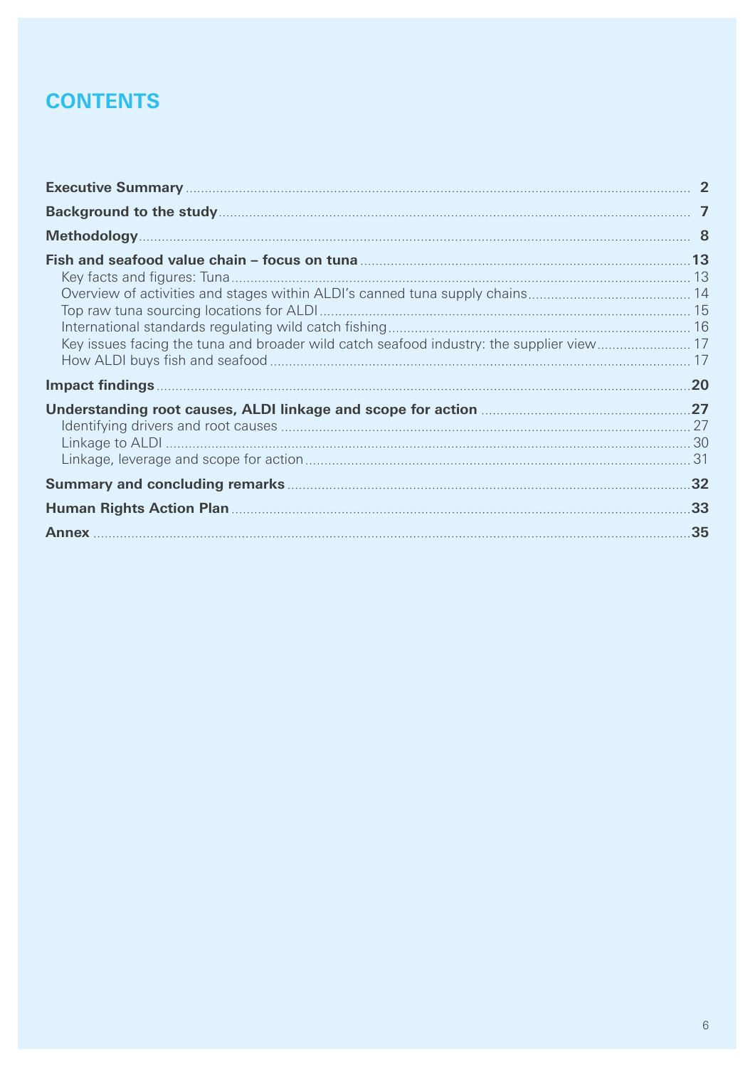## CONTENTS

**Executive Summary** ........ **2**

**Background to the study** ........ **7**

**Methodology** ........ **8**

**Fish and seafood value chain – focus on tuna** ........ **13**

- Key facts and figures: Tuna ........ 13
- Overview of activities and stages within ALDI's canned tuna supply chains ........ 14
- Top raw tuna sourcing locations for ALDI ........ 15
- International standards regulating wild catch fishing ........ 16
- Key issues facing the tuna and broader wild catch seafood industry: the supplier view ........ 17
- How ALDI buys fish and seafood ........ 17

**Impact findings** ........ **20**

**Understanding root causes, ALDI linkage and scope for action** ........ **27**

- Identifying drivers and root causes ........ 27
- Linkage to ALDI ........ 30
- Linkage, leverage and scope for action ........ 31

**Summary and concluding remarks** ........ **32**

**Human Rights Action Plan** ........ **33**

**Annex** ........ **35**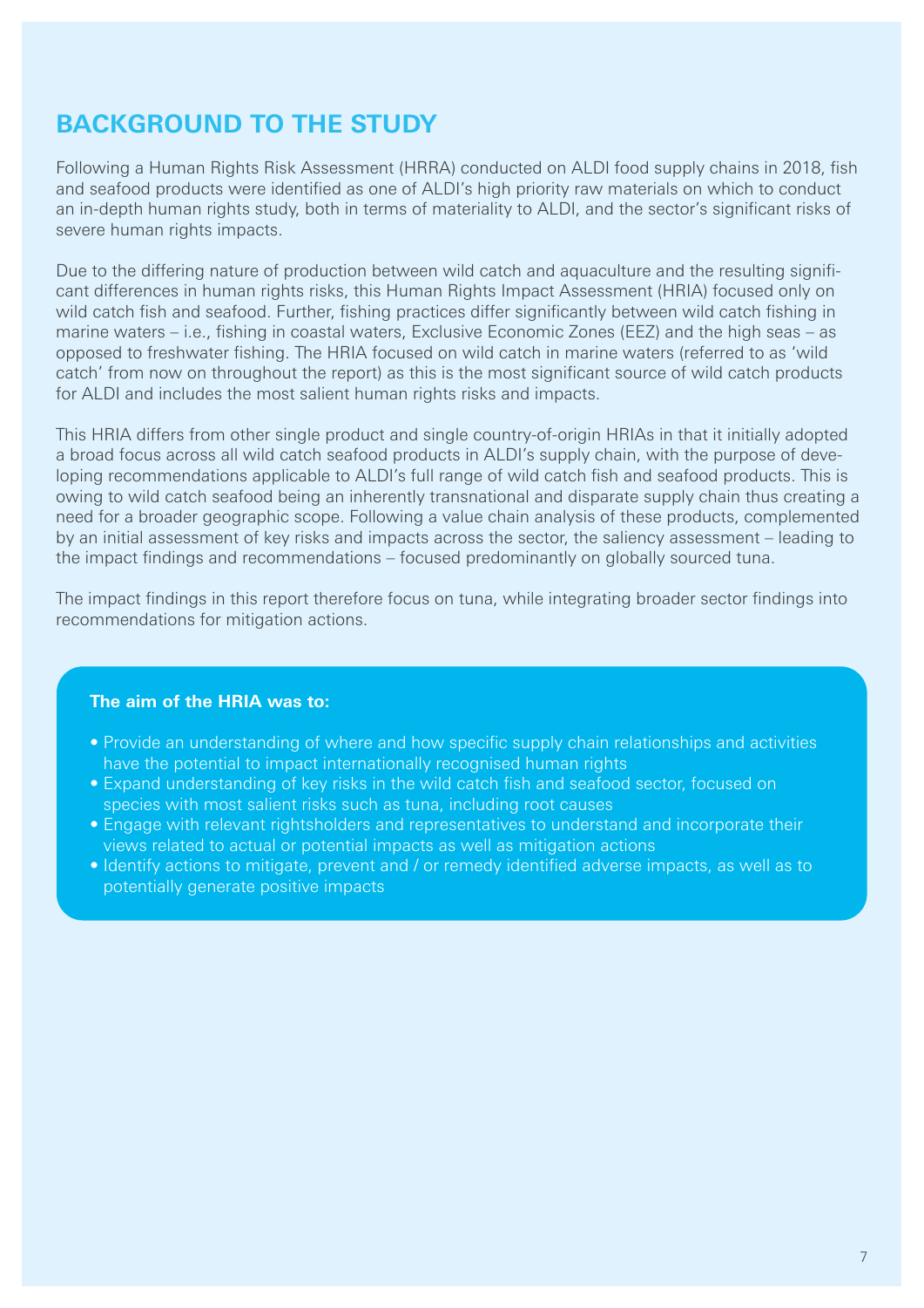## BACKGROUND TO THE STUDY

Following a Human Rights Risk Assessment (HRRA) conducted on ALDI food supply chains in 2018, fish and seafood products were identified as one of ALDI's high priority raw materials on which to conduct an in-depth human rights study, both in terms of materiality to ALDI, and the sector's significant risks of severe human rights impacts.

Due to the differing nature of production between wild catch and aquaculture and the resulting significant differences in human rights risks, this Human Rights Impact Assessment (HRIA) focused only on wild catch fish and seafood. Further, fishing practices differ significantly between wild catch fishing in marine waters – i.e., fishing in coastal waters, Exclusive Economic Zones (EEZ) and the high seas – as opposed to freshwater fishing. The HRIA focused on wild catch in marine waters (referred to as 'wild catch' from now on throughout the report) as this is the most significant source of wild catch products for ALDI and includes the most salient human rights risks and impacts.

This HRIA differs from other single product and single country-of-origin HRIAs in that it initially adopted a broad focus across all wild catch seafood products in ALDI's supply chain, with the purpose of developing recommendations applicable to ALDI's full range of wild catch fish and seafood products. This is owing to wild catch seafood being an inherently transnational and disparate supply chain thus creating a need for a broader geographic scope. Following a value chain analysis of these products, complemented by an initial assessment of key risks and impacts across the sector, the saliency assessment – leading to the impact findings and recommendations – focused predominantly on globally sourced tuna.

The impact findings in this report therefore focus on tuna, while integrating broader sector findings into recommendations for mitigation actions.

**The aim of the HRIA was to:**

- Provide an understanding of where and how specific supply chain relationships and activities have the potential to impact internationally recognised human rights
- Expand understanding of key risks in the wild catch fish and seafood sector, focused on species with most salient risks such as tuna, including root causes
- Engage with relevant rightsholders and representatives to understand and incorporate their views related to actual or potential impacts as well as mitigation actions
- Identify actions to mitigate, prevent and / or remedy identified adverse impacts, as well as to potentially generate positive impacts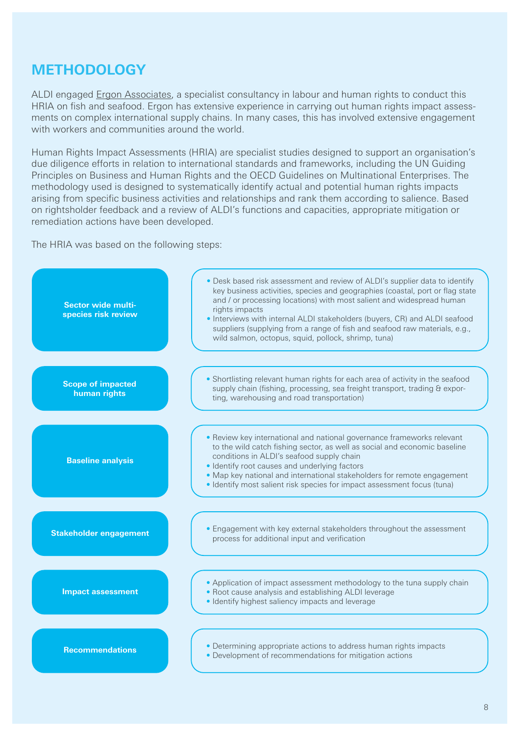## METHODOLOGY

ALDI engaged Ergon Associates, a specialist consultancy in labour and human rights to conduct this HRIA on fish and seafood. Ergon has extensive experience in carrying out human rights impact assessments on complex international supply chains. In many cases, this has involved extensive engagement with workers and communities around the world.

Human Rights Impact Assessments (HRIA) are specialist studies designed to support an organisation's due diligence efforts in relation to international standards and frameworks, including the UN Guiding Principles on Business and Human Rights and the OECD Guidelines on Multinational Enterprises. The methodology used is designed to systematically identify actual and potential human rights impacts arising from specific business activities and relationships and rank them according to salience. Based on rightsholder feedback and a review of ALDI's functions and capacities, appropriate mitigation or remediation actions have been developed.

The HRIA was based on the following steps:

**Sector wide multi-species risk review**

- Desk based risk assessment and review of ALDI's supplier data to identify key business activities, species and geographies (coastal, port or flag state and / or processing locations) with most salient and widespread human rights impacts
- Interviews with internal ALDI stakeholders (buyers, CR) and ALDI seafood suppliers (supplying from a range of fish and seafood raw materials, e.g., wild salmon, octopus, squid, pollock, shrimp, tuna)

**Scope of impacted human rights**

- Shortlisting relevant human rights for each area of activity in the seafood supply chain (fishing, processing, sea freight transport, trading & exporting, warehousing and road transportation)

**Baseline analysis**

- Review key international and national governance frameworks relevant to the wild catch fishing sector, as well as social and economic baseline conditions in ALDI's seafood supply chain
- Identify root causes and underlying factors
- Map key national and international stakeholders for remote engagement
- Identify most salient risk species for impact assessment focus (tuna)

**Stakeholder engagement**

- Engagement with key external stakeholders throughout the assessment process for additional input and verification

**Impact assessment**

- Application of impact assessment methodology to the tuna supply chain
- Root cause analysis and establishing ALDI leverage
- Identify highest saliency impacts and leverage

**Recommendations**

- Determining appropriate actions to address human rights impacts
- Development of recommendations for mitigation actions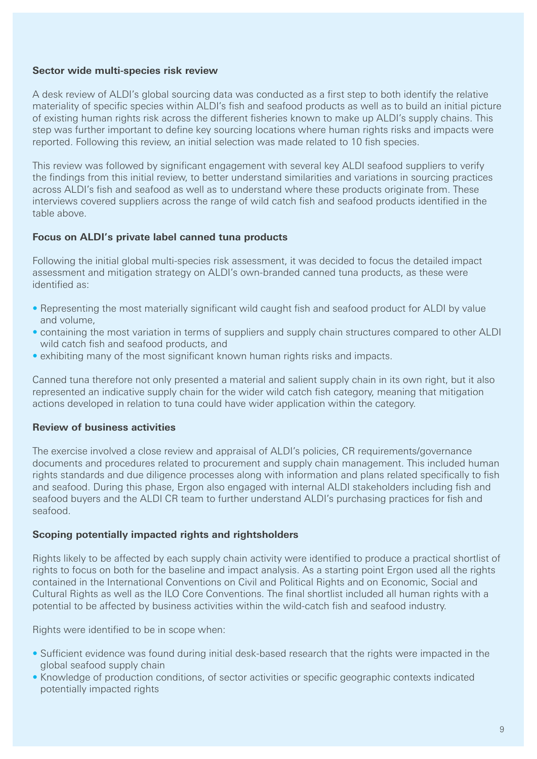### Sector wide multi-species risk review

A desk review of ALDI's global sourcing data was conducted as a first step to both identify the relative materiality of specific species within ALDI's fish and seafood products as well as to build an initial picture of existing human rights risk across the different fisheries known to make up ALDI's supply chains. This step was further important to define key sourcing locations where human rights risks and impacts were reported. Following this review, an initial selection was made related to 10 fish species.

This review was followed by significant engagement with several key ALDI seafood suppliers to verify the findings from this initial review, to better understand similarities and variations in sourcing practices across ALDI's fish and seafood as well as to understand where these products originate from. These interviews covered suppliers across the range of wild catch fish and seafood products identified in the table above.

### Focus on ALDI's private label canned tuna products

Following the initial global multi-species risk assessment, it was decided to focus the detailed impact assessment and mitigation strategy on ALDI's own-branded canned tuna products, as these were identified as:

- Representing the most materially significant wild caught fish and seafood product for ALDI by value and volume,
- containing the most variation in terms of suppliers and supply chain structures compared to other ALDI wild catch fish and seafood products, and
- exhibiting many of the most significant known human rights risks and impacts.

Canned tuna therefore not only presented a material and salient supply chain in its own right, but it also represented an indicative supply chain for the wider wild catch fish category, meaning that mitigation actions developed in relation to tuna could have wider application within the category.

### Review of business activities

The exercise involved a close review and appraisal of ALDI's policies, CR requirements/governance documents and procedures related to procurement and supply chain management. This included human rights standards and due diligence processes along with information and plans related specifically to fish and seafood. During this phase, Ergon also engaged with internal ALDI stakeholders including fish and seafood buyers and the ALDI CR team to further understand ALDI's purchasing practices for fish and seafood.

### Scoping potentially impacted rights and rightsholders

Rights likely to be affected by each supply chain activity were identified to produce a practical shortlist of rights to focus on both for the baseline and impact analysis. As a starting point Ergon used all the rights contained in the International Conventions on Civil and Political Rights and on Economic, Social and Cultural Rights as well as the ILO Core Conventions. The final shortlist included all human rights with a potential to be affected by business activities within the wild-catch fish and seafood industry.

Rights were identified to be in scope when:

- Sufficient evidence was found during initial desk-based research that the rights were impacted in the global seafood supply chain
- Knowledge of production conditions, of sector activities or specific geographic contexts indicated potentially impacted rights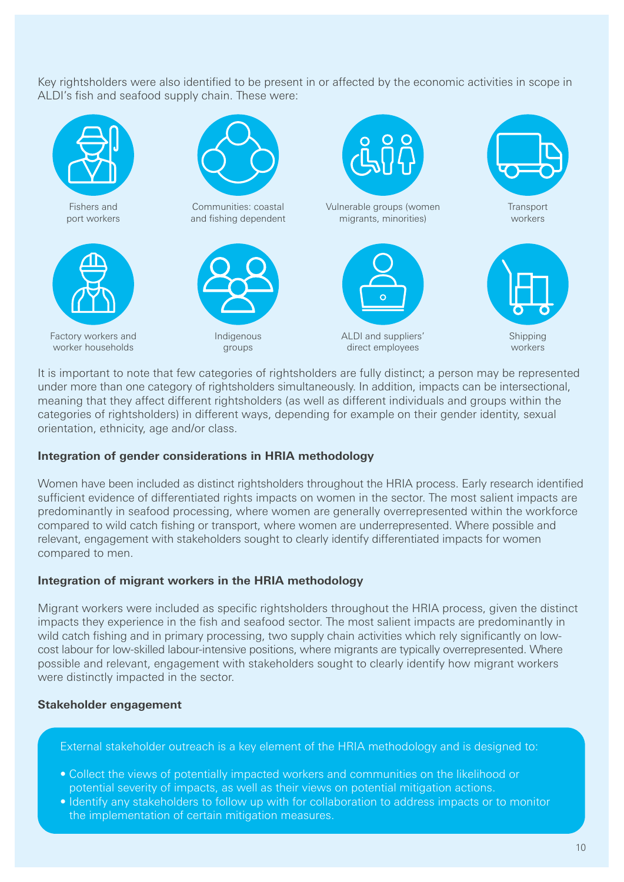Key rightsholders were also identified to be present in or affected by the economic activities in scope in ALDI's fish and seafood supply chain. These were:

- Fishers and port workers
- Communities: coastal and fishing dependent
- Vulnerable groups (women migrants, minorities)
- Transport workers
- Factory workers and worker households
- Indigenous groups
- ALDI and suppliers' direct employees
- Shipping workers

It is important to note that few categories of rightsholders are fully distinct; a person may be represented under more than one category of rightsholders simultaneously. In addition, impacts can be intersectional, meaning that they affect different rightsholders (as well as different individuals and groups within the categories of rightsholders) in different ways, depending for example on their gender identity, sexual orientation, ethnicity, age and/or class.

### Integration of gender considerations in HRIA methodology

Women have been included as distinct rightsholders throughout the HRIA process. Early research identified sufficient evidence of differentiated rights impacts on women in the sector. The most salient impacts are predominantly in seafood processing, where women are generally overrepresented within the workforce compared to wild catch fishing or transport, where women are underrepresented. Where possible and relevant, engagement with stakeholders sought to clearly identify differentiated impacts for women compared to men.

### Integration of migrant workers in the HRIA methodology

Migrant workers were included as specific rightsholders throughout the HRIA process, given the distinct impacts they experience in the fish and seafood sector. The most salient impacts are predominantly in wild catch fishing and in primary processing, two supply chain activities which rely significantly on low-cost labour for low-skilled labour-intensive positions, where migrants are typically overrepresented. Where possible and relevant, engagement with stakeholders sought to clearly identify how migrant workers were distinctly impacted in the sector.

### Stakeholder engagement

External stakeholder outreach is a key element of the HRIA methodology and is designed to:

- Collect the views of potentially impacted workers and communities on the likelihood or potential severity of impacts, as well as their views on potential mitigation actions.
- Identify any stakeholders to follow up with for collaboration to address impacts or to monitor the implementation of certain mitigation measures.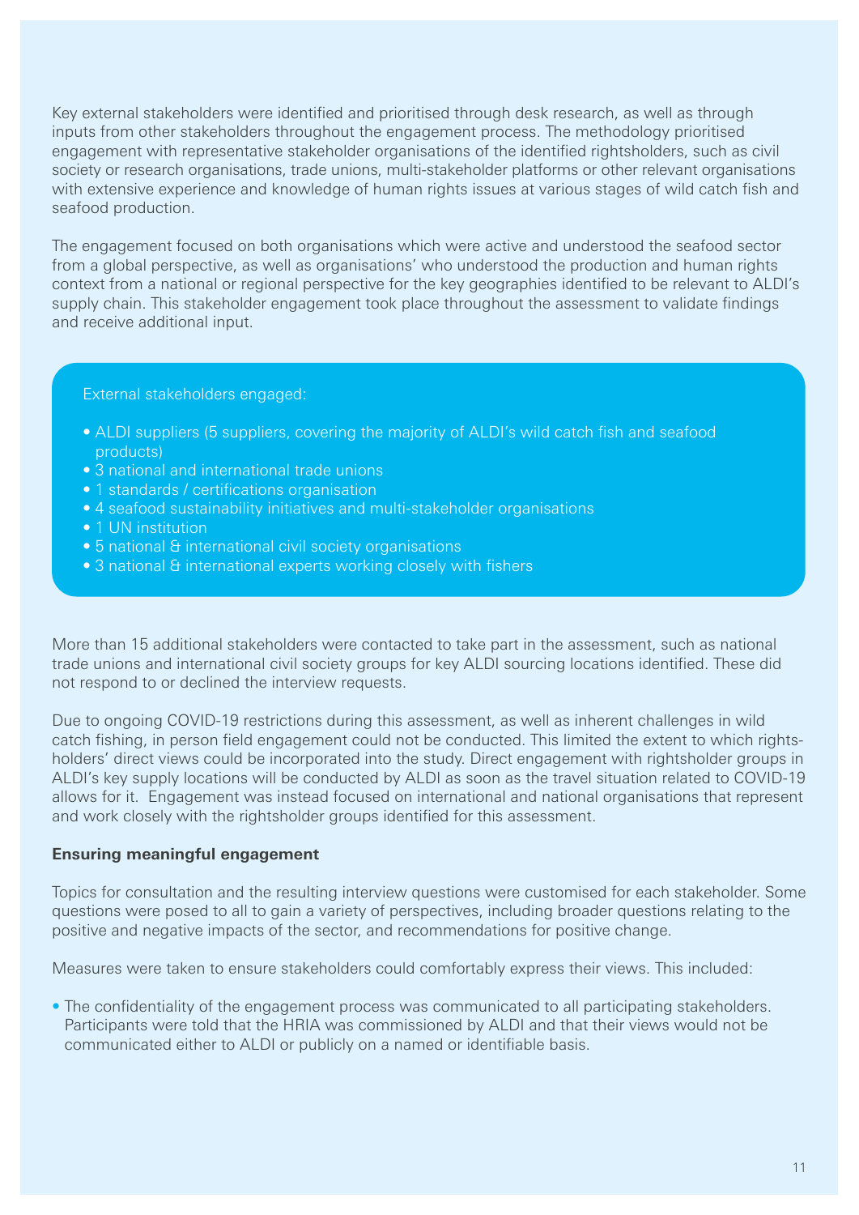Key external stakeholders were identified and prioritised through desk research, as well as through inputs from other stakeholders throughout the engagement process. The methodology prioritised engagement with representative stakeholder organisations of the identified rightsholders, such as civil society or research organisations, trade unions, multi-stakeholder platforms or other relevant organisations with extensive experience and knowledge of human rights issues at various stages of wild catch fish and seafood production.

The engagement focused on both organisations which were active and understood the seafood sector from a global perspective, as well as organisations' who understood the production and human rights context from a national or regional perspective for the key geographies identified to be relevant to ALDI's supply chain. This stakeholder engagement took place throughout the assessment to validate findings and receive additional input.

External stakeholders engaged:

- ALDI suppliers (5 suppliers, covering the majority of ALDI's wild catch fish and seafood products)
- 3 national and international trade unions
- 1 standards / certifications organisation
- 4 seafood sustainability initiatives and multi-stakeholder organisations
- 1 UN institution
- 5 national & international civil society organisations
- 3 national & international experts working closely with fishers

More than 15 additional stakeholders were contacted to take part in the assessment, such as national trade unions and international civil society groups for key ALDI sourcing locations identified. These did not respond to or declined the interview requests.

Due to ongoing COVID-19 restrictions during this assessment, as well as inherent challenges in wild catch fishing, in person field engagement could not be conducted. This limited the extent to which rights-holders' direct views could be incorporated into the study. Direct engagement with rightsholder groups in ALDI's key supply locations will be conducted by ALDI as soon as the travel situation related to COVID-19 allows for it. Engagement was instead focused on international and national organisations that represent and work closely with the rightsholder groups identified for this assessment.

**Ensuring meaningful engagement**

Topics for consultation and the resulting interview questions were customised for each stakeholder. Some questions were posed to all to gain a variety of perspectives, including broader questions relating to the positive and negative impacts of the sector, and recommendations for positive change.

Measures were taken to ensure stakeholders could comfortably express their views. This included:

- The confidentiality of the engagement process was communicated to all participating stakeholders. Participants were told that the HRIA was commissioned by ALDI and that their views would not be communicated either to ALDI or publicly on a named or identifiable basis.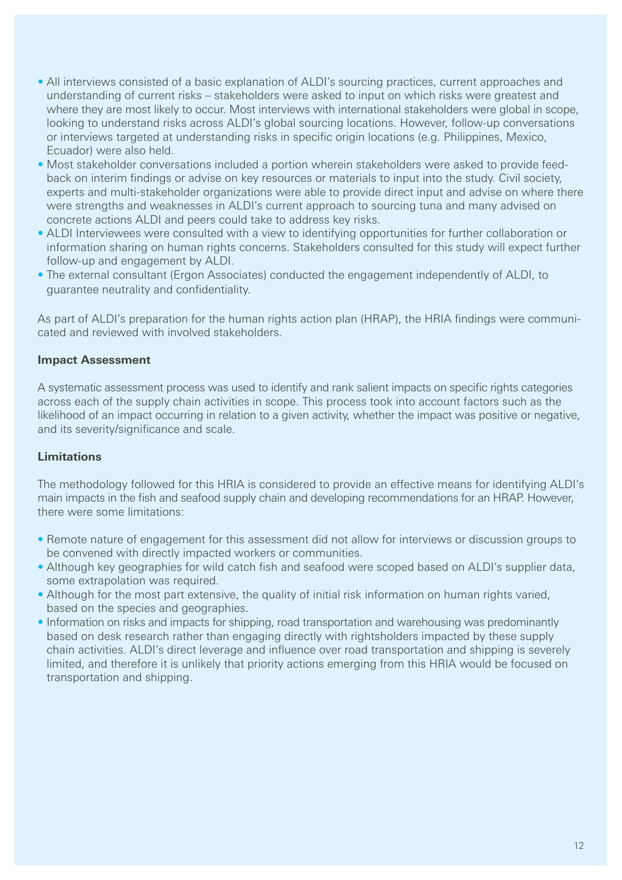- All interviews consisted of a basic explanation of ALDI's sourcing practices, current approaches and understanding of current risks – stakeholders were asked to input on which risks were greatest and where they are most likely to occur. Most interviews with international stakeholders were global in scope, looking to understand risks across ALDI's global sourcing locations. However, follow-up conversations or interviews targeted at understanding risks in specific origin locations (e.g. Philippines, Mexico, Ecuador) were also held.
- Most stakeholder conversations included a portion wherein stakeholders were asked to provide feedback on interim findings or advise on key resources or materials to input into the study. Civil society, experts and multi-stakeholder organizations were able to provide direct input and advise on where there were strengths and weaknesses in ALDI's current approach to sourcing tuna and many advised on concrete actions ALDI and peers could take to address key risks.
- ALDI Interviewees were consulted with a view to identifying opportunities for further collaboration or information sharing on human rights concerns. Stakeholders consulted for this study will expect further follow-up and engagement by ALDI.
- The external consultant (Ergon Associates) conducted the engagement independently of ALDI, to guarantee neutrality and confidentiality.

As part of ALDI's preparation for the human rights action plan (HRAP), the HRIA findings were communicated and reviewed with involved stakeholders.

**Impact Assessment**

A systematic assessment process was used to identify and rank salient impacts on specific rights categories across each of the supply chain activities in scope. This process took into account factors such as the likelihood of an impact occurring in relation to a given activity, whether the impact was positive or negative, and its severity/significance and scale.

**Limitations**

The methodology followed for this HRIA is considered to provide an effective means for identifying ALDI's main impacts in the fish and seafood supply chain and developing recommendations for an HRAP. However, there were some limitations:

- Remote nature of engagement for this assessment did not allow for interviews or discussion groups to be convened with directly impacted workers or communities.
- Although key geographies for wild catch fish and seafood were scoped based on ALDI's supplier data, some extrapolation was required.
- Although for the most part extensive, the quality of initial risk information on human rights varied, based on the species and geographies.
- Information on risks and impacts for shipping, road transportation and warehousing was predominantly based on desk research rather than engaging directly with rightsholders impacted by these supply chain activities. ALDI's direct leverage and influence over road transportation and shipping is severely limited, and therefore it is unlikely that priority actions emerging from this HRIA would be focused on transportation and shipping.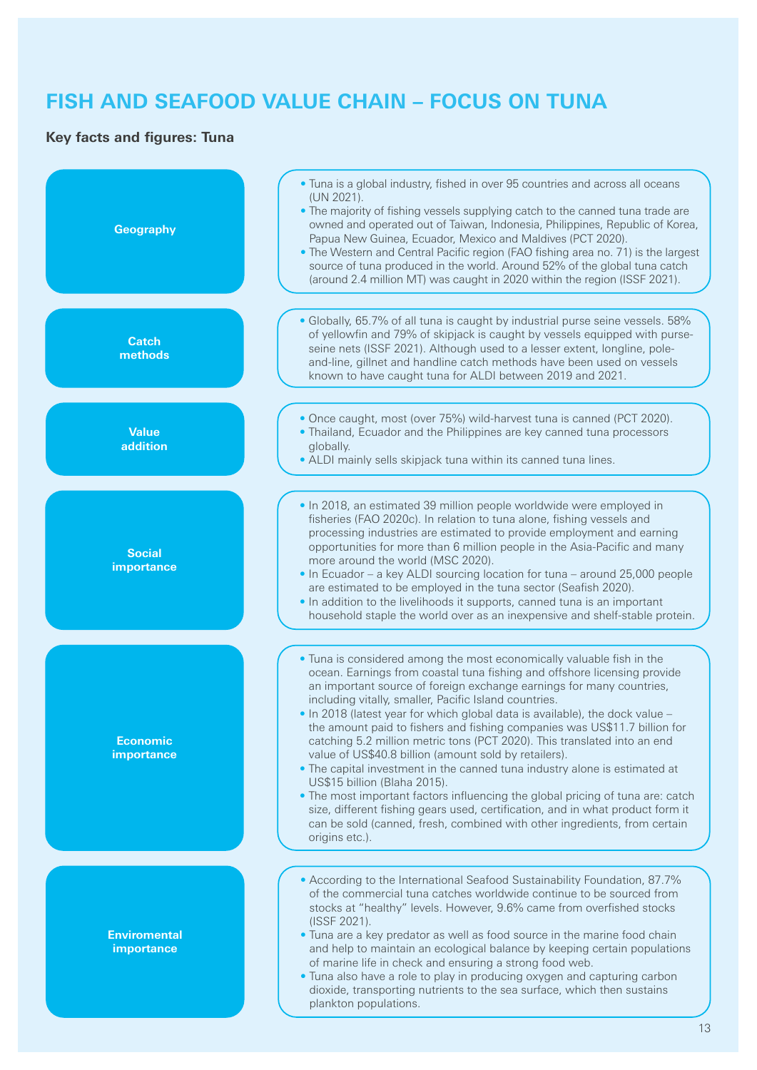# FISH AND SEAFOOD VALUE CHAIN – FOCUS ON TUNA

### Key facts and figures: Tuna

**Geography**

- Tuna is a global industry, fished in over 95 countries and across all oceans (UN 2021).
- The majority of fishing vessels supplying catch to the canned tuna trade are owned and operated out of Taiwan, Indonesia, Philippines, Republic of Korea, Papua New Guinea, Ecuador, Mexico and Maldives (PCT 2020).
- The Western and Central Pacific region (FAO fishing area no. 71) is the largest source of tuna produced in the world. Around 52% of the global tuna catch (around 2.4 million MT) was caught in 2020 within the region (ISSF 2021).

**Catch methods**

- Globally, 65.7% of all tuna is caught by industrial purse seine vessels. 58% of yellowfin and 79% of skipjack is caught by vessels equipped with purse-seine nets (ISSF 2021). Although used to a lesser extent, longline, pole-and-line, gillnet and handline catch methods have been used on vessels known to have caught tuna for ALDI between 2019 and 2021.

**Value addition**

- Once caught, most (over 75%) wild-harvest tuna is canned (PCT 2020).
- Thailand, Ecuador and the Philippines are key canned tuna processors globally.
- ALDI mainly sells skipjack tuna within its canned tuna lines.

**Social importance**

- In 2018, an estimated 39 million people worldwide were employed in fisheries (FAO 2020c). In relation to tuna alone, fishing vessels and processing industries are estimated to provide employment and earning opportunities for more than 6 million people in the Asia-Pacific and many more around the world (MSC 2020).
- In Ecuador – a key ALDI sourcing location for tuna – around 25,000 people are estimated to be employed in the tuna sector (Seafish 2020).
- In addition to the livelihoods it supports, canned tuna is an important household staple the world over as an inexpensive and shelf-stable protein.

**Economic importance**

- Tuna is considered among the most economically valuable fish in the ocean. Earnings from coastal tuna fishing and offshore licensing provide an important source of foreign exchange earnings for many countries, including vitally, smaller, Pacific Island countries.
- In 2018 (latest year for which global data is available), the dock value – the amount paid to fishers and fishing companies was US$11.7 billion for catching 5.2 million metric tons (PCT 2020). This translated into an end value of US$40.8 billion (amount sold by retailers).
- The capital investment in the canned tuna industry alone is estimated at US$15 billion (Blaha 2015).
- The most important factors influencing the global pricing of tuna are: catch size, different fishing gears used, certification, and in what product form it can be sold (canned, fresh, combined with other ingredients, from certain origins etc.).

**Enviromental importance**

- According to the International Seafood Sustainability Foundation, 87.7% of the commercial tuna catches worldwide continue to be sourced from stocks at "healthy" levels. However, 9.6% came from overfished stocks (ISSF 2021).
- Tuna are a key predator as well as food source in the marine food chain and help to maintain an ecological balance by keeping certain populations of marine life in check and ensuring a strong food web.
- Tuna also have a role to play in producing oxygen and capturing carbon dioxide, transporting nutrients to the sea surface, which then sustains plankton populations.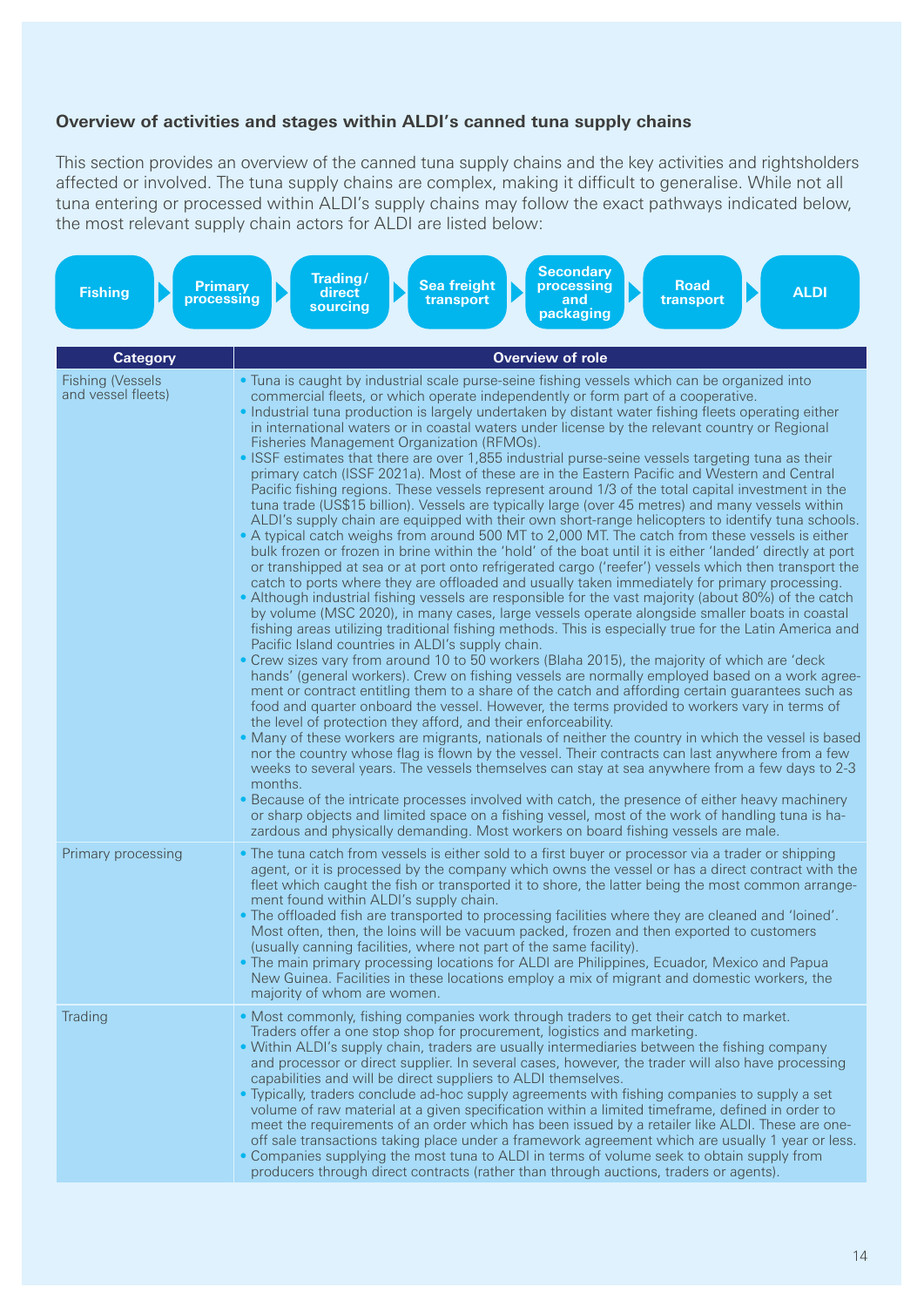### Overview of activities and stages within ALDI's canned tuna supply chains

This section provides an overview of the canned tuna supply chains and the key activities and rightsholders affected or involved. The tuna supply chains are complex, making it difficult to generalise. While not all tuna entering or processed within ALDI's supply chains may follow the exact pathways indicated below, the most relevant supply chain actors for ALDI are listed below:

Fishing → Primary processing → Trading/ direct sourcing → Sea freight transport → Secondary processing and packaging → Road transport → ALDI

| Category | Overview of role |
|---|---|
| Fishing (Vessels and vessel fleets) | • Tuna is caught by industrial scale purse-seine fishing vessels which can be organized into commercial fleets, or which operate independently or form part of a cooperative.<br>• Industrial tuna production is largely undertaken by distant water fishing fleets operating either in international waters or in coastal waters under license by the relevant country or Regional Fisheries Management Organization (RFMOs).<br>• ISSF estimates that there are over 1,855 industrial purse-seine vessels targeting tuna as their primary catch (ISSF 2021a). Most of these are in the Eastern Pacific and Western and Central Pacific fishing regions. These vessels represent around 1/3 of the total capital investment in the tuna trade (US$15 billion). Vessels are typically large (over 45 metres) and many vessels within ALDI's supply chain are equipped with their own short-range helicopters to identify tuna schools.<br>• A typical catch weighs from around 500 MT to 2,000 MT. The catch from these vessels is either bulk frozen or frozen in brine within the 'hold' of the boat until it is either 'landed' directly at port or transhipped at sea or at port onto refrigerated cargo ('reefer') vessels which then transport the catch to ports where they are offloaded and usually taken immediately for primary processing.<br>• Although industrial fishing vessels are responsible for the vast majority (about 80%) of the catch by volume (MSC 2020), in many cases, large vessels operate alongside smaller boats in coastal fishing areas utilizing traditional fishing methods. This is especially true for the Latin America and Pacific Island countries in ALDI's supply chain.<br>• Crew sizes vary from around 10 to 50 workers (Blaha 2015), the majority of which are 'deck hands' (general workers). Crew on fishing vessels are normally employed based on a work agreement or contract entitling them to a share of the catch and affording certain guarantees such as food and quarter onboard the vessel. However, the terms provided to workers vary in terms of the level of protection they afford, and their enforceability.<br>• Many of these workers are migrants, nationals of neither the country in which the vessel is based nor the country whose flag is flown by the vessel. Their contracts can last anywhere from a few weeks to several years. The vessels themselves can stay at sea anywhere from a few days to 2-3 months.<br>• Because of the intricate processes involved with catch, the presence of either heavy machinery or sharp objects and limited space on a fishing vessel, most of the work of handling tuna is hazardous and physically demanding. Most workers on board fishing vessels are male. |
| Primary processing | • The tuna catch from vessels is either sold to a first buyer or processor via a trader or shipping agent, or it is processed by the company which owns the vessel or has a direct contract with the fleet which caught the fish or transported it to shore, the latter being the most common arrangement found within ALDI's supply chain.<br>• The offloaded fish are transported to processing facilities where they are cleaned and 'loined'. Most often, then, the loins will be vacuum packed, frozen and then exported to customers (usually canning facilities, where not part of the same facility).<br>• The main primary processing locations for ALDI are Philippines, Ecuador, Mexico and Papua New Guinea. Facilities in these locations employ a mix of migrant and domestic workers, the majority of whom are women. |
| Trading | • Most commonly, fishing companies work through traders to get their catch to market. Traders offer a one stop shop for procurement, logistics and marketing.<br>• Within ALDI's supply chain, traders are usually intermediaries between the fishing company and processor or direct supplier. In several cases, however, the trader will also have processing capabilities and will be direct suppliers to ALDI themselves.<br>• Typically, traders conclude ad-hoc supply agreements with fishing companies to supply a set volume of raw material at a given specification within a limited timeframe, defined in order to meet the requirements of an order which has been issued by a retailer like ALDI. These are one-off sale transactions taking place under a framework agreement which are usually 1 year or less.<br>• Companies supplying the most tuna to ALDI in terms of volume seek to obtain supply from producers through direct contracts (rather than through auctions, traders or agents). |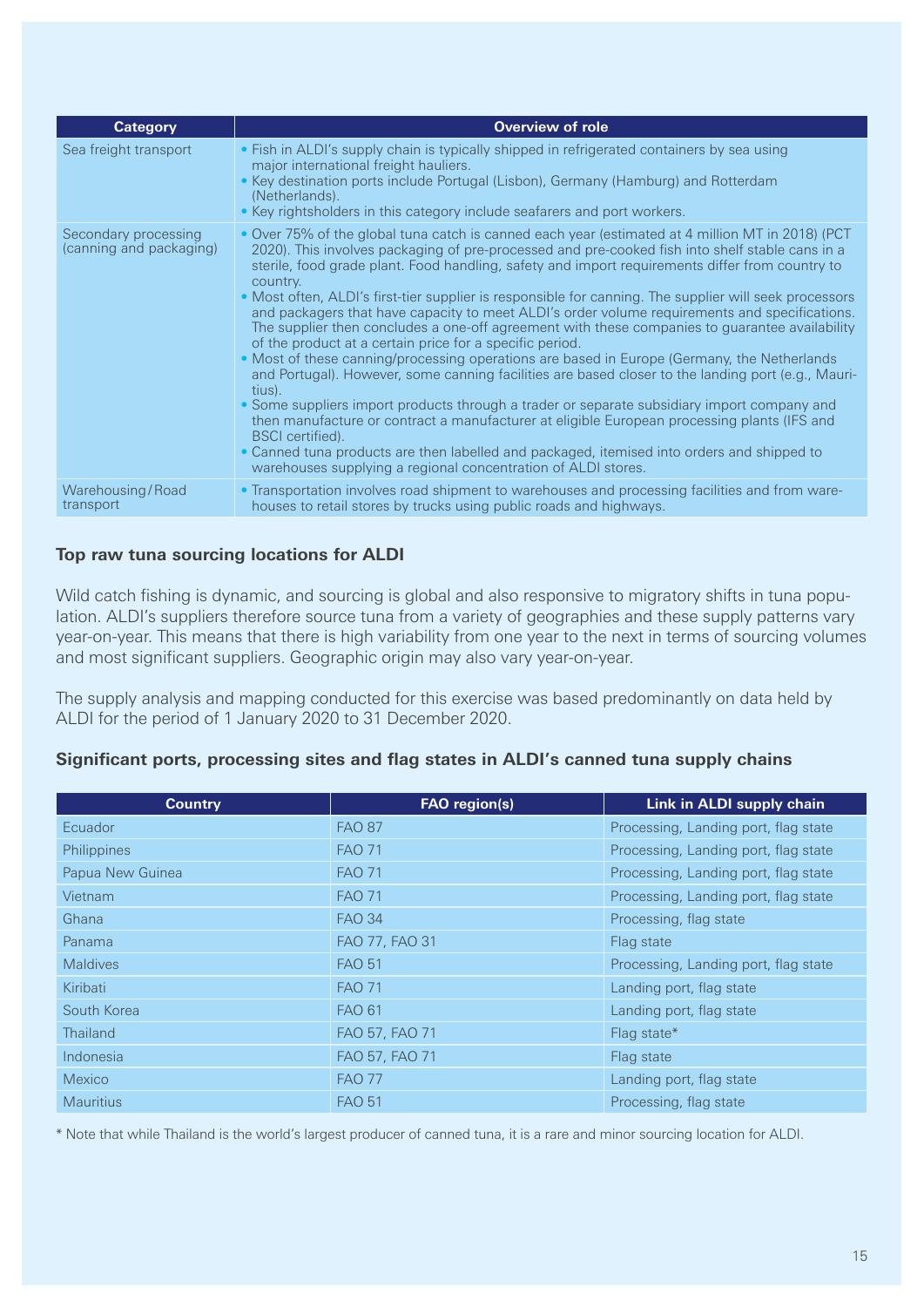| Category | Overview of role |
|---|---|
| Sea freight transport | • Fish in ALDI's supply chain is typically shipped in refrigerated containers by sea using major international freight hauliers.<br>• Key destination ports include Portugal (Lisbon), Germany (Hamburg) and Rotterdam (Netherlands).<br>• Key rightsholders in this category include seafarers and port workers. |
| Secondary processing (canning and packaging) | • Over 75% of the global tuna catch is canned each year (estimated at 4 million MT in 2018) (PCT 2020). This involves packaging of pre-processed and pre-cooked fish into shelf stable cans in a sterile, food grade plant. Food handling, safety and import requirements differ from country to country.<br>• Most often, ALDI's first-tier supplier is responsible for canning. The supplier will seek processors and packagers that have capacity to meet ALDI's order volume requirements and specifications. The supplier then concludes a one-off agreement with these companies to guarantee availability of the product at a certain price for a specific period.<br>• Most of these canning/processing operations are based in Europe (Germany, the Netherlands and Portugal). However, some canning facilities are based closer to the landing port (e.g., Mauritius).<br>• Some suppliers import products through a trader or separate subsidiary import company and then manufacture or contract a manufacturer at eligible European processing plants (IFS and BSCI certified).<br>• Canned tuna products are then labelled and packaged, itemised into orders and shipped to warehouses supplying a regional concentration of ALDI stores. |
| Warehousing/Road transport | • Transportation involves road shipment to warehouses and processing facilities and from warehouses to retail stores by trucks using public roads and highways. |

### Top raw tuna sourcing locations for ALDI

Wild catch fishing is dynamic, and sourcing is global and also responsive to migratory shifts in tuna population. ALDI's suppliers therefore source tuna from a variety of geographies and these supply patterns vary year-on-year. This means that there is high variability from one year to the next in terms of sourcing volumes and most significant suppliers. Geographic origin may also vary year-on-year.

The supply analysis and mapping conducted for this exercise was based predominantly on data held by ALDI for the period of 1 January 2020 to 31 December 2020.

### Significant ports, processing sites and flag states in ALDI's canned tuna supply chains

| Country | FAO region(s) | Link in ALDI supply chain |
|---|---|---|
| Ecuador | FAO 87 | Processing, Landing port, flag state |
| Philippines | FAO 71 | Processing, Landing port, flag state |
| Papua New Guinea | FAO 71 | Processing, Landing port, flag state |
| Vietnam | FAO 71 | Processing, Landing port, flag state |
| Ghana | FAO 34 | Processing, flag state |
| Panama | FAO 77, FAO 31 | Flag state |
| Maldives | FAO 51 | Processing, Landing port, flag state |
| Kiribati | FAO 71 | Landing port, flag state |
| South Korea | FAO 61 | Landing port, flag state |
| Thailand | FAO 57, FAO 71 | Flag state* |
| Indonesia | FAO 57, FAO 71 | Flag state |
| Mexico | FAO 77 | Landing port, flag state |
| Mauritius | FAO 51 | Processing, flag state |

* Note that while Thailand is the world's largest producer of canned tuna, it is a rare and minor sourcing location for ALDI.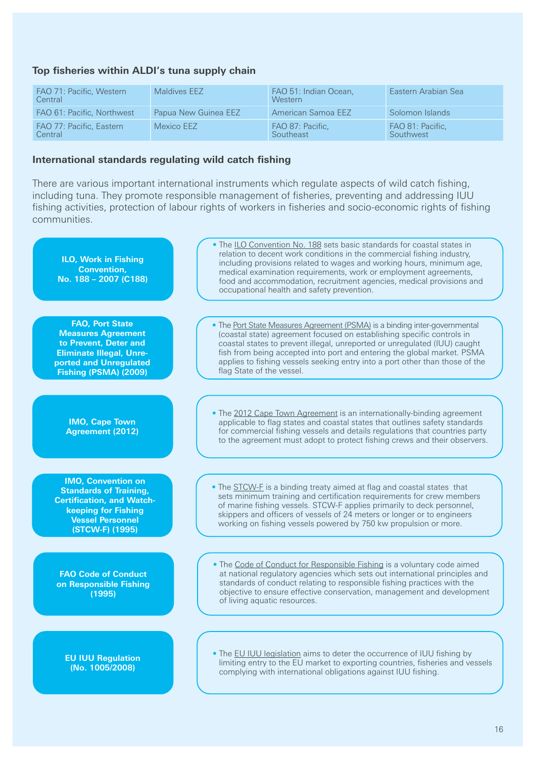### Top fisheries within ALDI's tuna supply chain

| | | | |
|---|---|---|---|
| FAO 71: Pacific, Western Central | Maldives EEZ | FAO 51: Indian Ocean, Western | Eastern Arabian Sea |
| FAO 61: Pacific, Northwest | Papua New Guinea EEZ | American Samoa EEZ | Solomon Islands |
| FAO 77: Pacific, Eastern Central | Mexico EEZ | FAO 87: Pacific, Southeast | FAO 81: Pacific, Southwest |

### International standards regulating wild catch fishing

There are various important international instruments which regulate aspects of wild catch fishing, including tuna. They promote responsible management of fisheries, preventing and addressing IUU fishing activities, protection of labour rights of workers in fisheries and socio-economic rights of fishing communities.

**ILO, Work in Fishing Convention, No. 188 – 2007 (C188)**

- The ILO Convention No. 188 sets basic standards for coastal states in relation to decent work conditions in the commercial fishing industry, including provisions related to wages and working hours, minimum age, medical examination requirements, work or employment agreements, food and accommodation, recruitment agencies, medical provisions and occupational health and safety prevention.

**FAO, Port State Measures Agreement to Prevent, Deter and Eliminate Illegal, Unreported and Unregulated Fishing (PSMA) (2009)**

- The Port State Measures Agreement (PSMA) is a binding inter-governmental (coastal state) agreement focused on establishing specific controls in coastal states to prevent illegal, unreported or unregulated (IUU) caught fish from being accepted into port and entering the global market. PSMA applies to fishing vessels seeking entry into a port other than those of the flag State of the vessel.

**IMO, Cape Town Agreement (2012)**

- The 2012 Cape Town Agreement is an internationally-binding agreement applicable to flag states and coastal states that outlines safety standards for commercial fishing vessels and details regulations that countries party to the agreement must adopt to protect fishing crews and their observers.

**IMO, Convention on Standards of Training, Certification, and Watch-keeping for Fishing Vessel Personnel (STCW-F) (1995)**

- The STCW-F is a binding treaty aimed at flag and coastal states that sets minimum training and certification requirements for crew members of marine fishing vessels. STCW-F applies primarily to deck personnel, skippers and officers of vessels of 24 meters or longer or to engineers working on fishing vessels powered by 750 kw propulsion or more.

**FAO Code of Conduct on Responsible Fishing (1995)**

- The Code of Conduct for Responsible Fishing is a voluntary code aimed at national regulatory agencies which sets out international principles and standards of conduct relating to responsible fishing practices with the objective to ensure effective conservation, management and development of living aquatic resources.

**EU IUU Regulation (No. 1005/2008)**

- The EU IUU legislation aims to deter the occurrence of IUU fishing by limiting entry to the EU market to exporting countries, fisheries and vessels complying with international obligations against IUU fishing.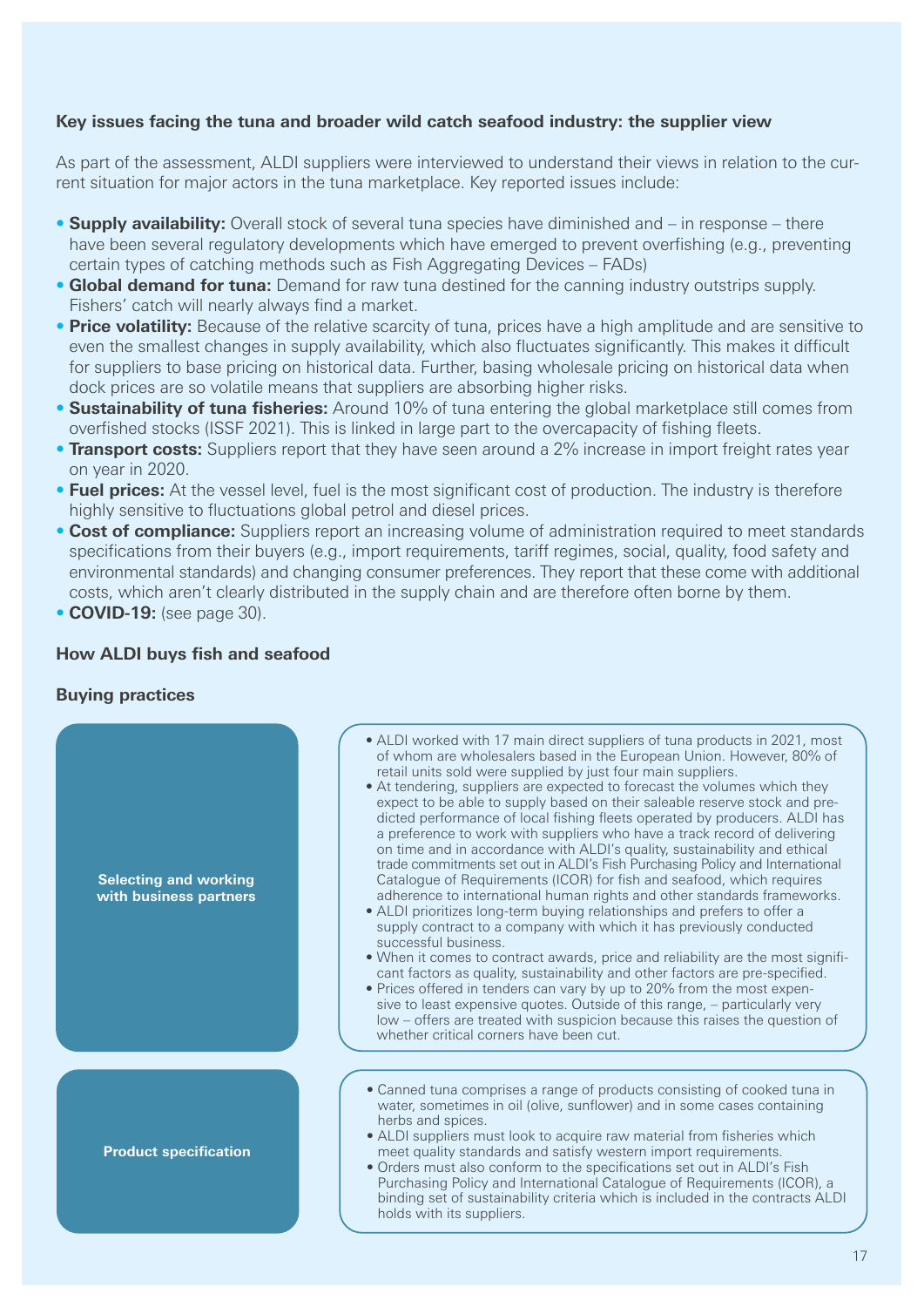### Key issues facing the tuna and broader wild catch seafood industry: the supplier view

As part of the assessment, ALDI suppliers were interviewed to understand their views in relation to the current situation for major actors in the tuna marketplace. Key reported issues include:

- **Supply availability:** Overall stock of several tuna species have diminished and – in response – there have been several regulatory developments which have emerged to prevent overfishing (e.g., preventing certain types of catching methods such as Fish Aggregating Devices – FADs)
- **Global demand for tuna:** Demand for raw tuna destined for the canning industry outstrips supply. Fishers' catch will nearly always find a market.
- **Price volatility:** Because of the relative scarcity of tuna, prices have a high amplitude and are sensitive to even the smallest changes in supply availability, which also fluctuates significantly. This makes it difficult for suppliers to base pricing on historical data. Further, basing wholesale pricing on historical data when dock prices are so volatile means that suppliers are absorbing higher risks.
- **Sustainability of tuna fisheries:** Around 10% of tuna entering the global marketplace still comes from overfished stocks (ISSF 2021). This is linked in large part to the overcapacity of fishing fleets.
- **Transport costs:** Suppliers report that they have seen around a 2% increase in import freight rates year on year in 2020.
- **Fuel prices:** At the vessel level, fuel is the most significant cost of production. The industry is therefore highly sensitive to fluctuations global petrol and diesel prices.
- **Cost of compliance:** Suppliers report an increasing volume of administration required to meet standards specifications from their buyers (e.g., import requirements, tariff regimes, social, quality, food safety and environmental standards) and changing consumer preferences. They report that these come with additional costs, which aren't clearly distributed in the supply chain and are therefore often borne by them.
- **COVID-19:** (see page 30).

### How ALDI buys fish and seafood

#### Buying practices

| | |
|---|---|
| **Selecting and working with business partners** | • ALDI worked with 17 main direct suppliers of tuna products in 2021, most of whom are wholesalers based in the European Union. However, 80% of retail units sold were supplied by just four main suppliers.<br>• At tendering, suppliers are expected to forecast the volumes which they expect to be able to supply based on their saleable reserve stock and predicted performance of local fishing fleets operated by producers. ALDI has a preference to work with suppliers who have a track record of delivering on time and in accordance with ALDI's quality, sustainability and ethical trade commitments set out in ALDI's Fish Purchasing Policy and International Catalogue of Requirements (ICOR) for fish and seafood, which requires adherence to international human rights and other standards frameworks.<br>• ALDI prioritizes long-term buying relationships and prefers to offer a supply contract to a company with which it has previously conducted successful business.<br>• When it comes to contract awards, price and reliability are the most significant factors as quality, sustainability and other factors are pre-specified.<br>• Prices offered in tenders can vary by up to 20% from the most expensive to least expensive quotes. Outside of this range, – particularly very low – offers are treated with suspicion because this raises the question of whether critical corners have been cut. |
| **Product specification** | • Canned tuna comprises a range of products consisting of cooked tuna in water, sometimes in oil (olive, sunflower) and in some cases containing herbs and spices.<br>• ALDI suppliers must look to acquire raw material from fisheries which meet quality standards and satisfy western import requirements.<br>• Orders must also conform to the specifications set out in ALDI's Fish Purchasing Policy and International Catalogue of Requirements (ICOR), a binding set of sustainability criteria which is included in the contracts ALDI holds with its suppliers. |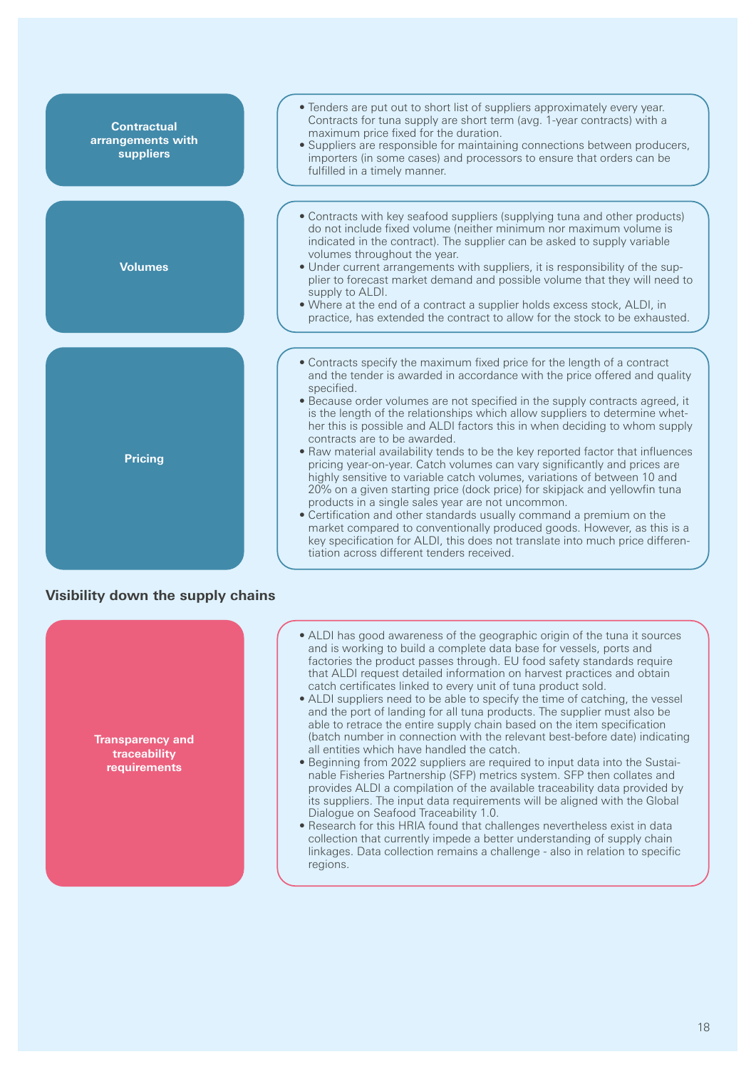| | |
|---|---|
| **Contractual arrangements with suppliers** | • Tenders are put out to short list of suppliers approximately every year. Contracts for tuna supply are short term (avg. 1-year contracts) with a maximum price fixed for the duration.<br>• Suppliers are responsible for maintaining connections between producers, importers (in some cases) and processors to ensure that orders can be fulfilled in a timely manner. |
| **Volumes** | • Contracts with key seafood suppliers (supplying tuna and other products) do not include fixed volume (neither minimum nor maximum volume is indicated in the contract). The supplier can be asked to supply variable volumes throughout the year.<br>• Under current arrangements with suppliers, it is responsibility of the supplier to forecast market demand and possible volume that they will need to supply to ALDI.<br>• Where at the end of a contract a supplier holds excess stock, ALDI, in practice, has extended the contract to allow for the stock to be exhausted. |
| **Pricing** | • Contracts specify the maximum fixed price for the length of a contract and the tender is awarded in accordance with the price offered and quality specified.<br>• Because order volumes are not specified in the supply contracts agreed, it is the length of the relationships which allow suppliers to determine whether this is possible and ALDI factors this in when deciding to whom supply contracts are to be awarded.<br>• Raw material availability tends to be the key reported factor that influences pricing year-on-year. Catch volumes can vary significantly and prices are highly sensitive to variable catch volumes, variations of between 10 and 20% on a given starting price (dock price) for skipjack and yellowfin tuna products in a single sales year are not uncommon.<br>• Certification and other standards usually command a premium on the market compared to conventionally produced goods. However, as this is a key specification for ALDI, this does not translate into much price differentiation across different tenders received. |

### Visibility down the supply chains

| | |
|---|---|
| **Transparency and traceability requirements** | • ALDI has good awareness of the geographic origin of the tuna it sources and is working to build a complete data base for vessels, ports and factories the product passes through. EU food safety standards require that ALDI request detailed information on harvest practices and obtain catch certificates linked to every unit of tuna product sold.<br>• ALDI suppliers need to be able to specify the time of catching, the vessel and the port of landing for all tuna products. The supplier must also be able to retrace the entire supply chain based on the item specification (batch number in connection with the relevant best-before date) indicating all entities which have handled the catch.<br>• Beginning from 2022 suppliers are required to input data into the Sustainable Fisheries Partnership (SFP) metrics system. SFP then collates and provides ALDI a compilation of the available traceability data provided by its suppliers. The input data requirements will be aligned with the Global Dialogue on Seafood Traceability 1.0.<br>• Research for this HRIA found that challenges nevertheless exist in data collection that currently impede a better understanding of supply chain linkages. Data collection remains a challenge - also in relation to specific regions. |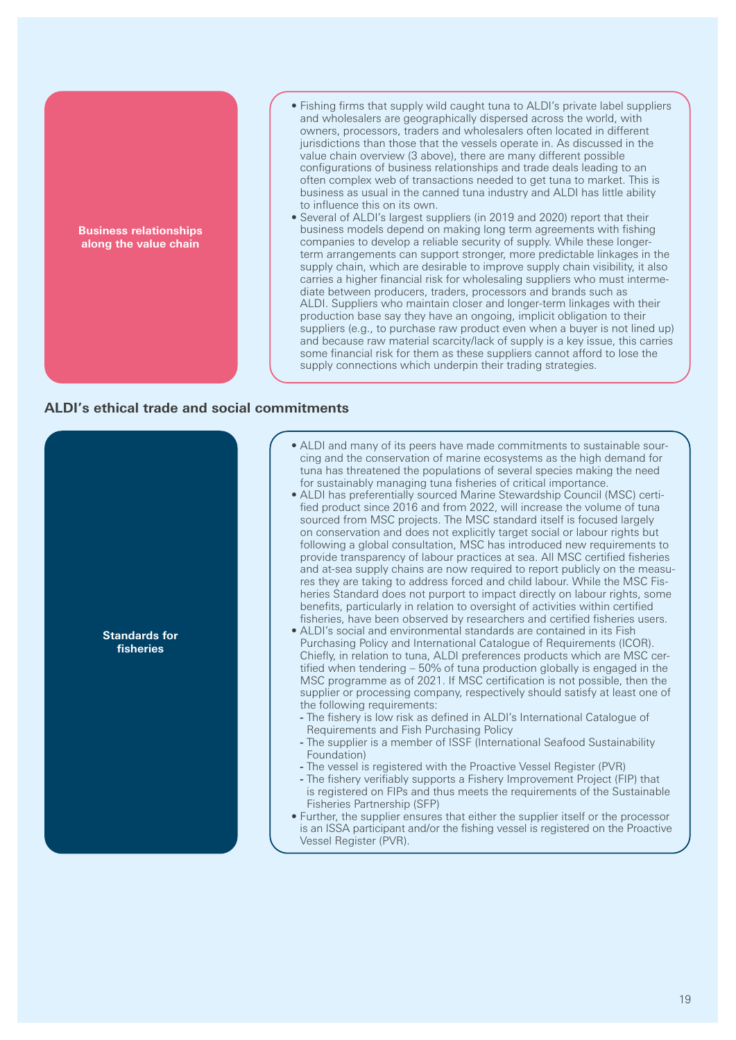**Business relationships along the value chain**

- Fishing firms that supply wild caught tuna to ALDI's private label suppliers and wholesalers are geographically dispersed across the world, with owners, processors, traders and wholesalers often located in different jurisdictions than those that the vessels operate in. As discussed in the value chain overview (3 above), there are many different possible configurations of business relationships and trade deals leading to an often complex web of transactions needed to get tuna to market. This is business as usual in the canned tuna industry and ALDI has little ability to influence this on its own.
- Several of ALDI's largest suppliers (in 2019 and 2020) report that their business models depend on making long term agreements with fishing companies to develop a reliable security of supply. While these longer-term arrangements can support stronger, more predictable linkages in the supply chain, which are desirable to improve supply chain visibility, it also carries a higher financial risk for wholesaling suppliers who must intermediate between producers, traders, processors and brands such as ALDI. Suppliers who maintain closer and longer-term linkages with their production base say they have an ongoing, implicit obligation to their suppliers (e.g., to purchase raw product even when a buyer is not lined up) and because raw material scarcity/lack of supply is a key issue, this carries some financial risk for them as these suppliers cannot afford to lose the supply connections which underpin their trading strategies.

## ALDI's ethical trade and social commitments

**Standards for fisheries**

- ALDI and many of its peers have made commitments to sustainable sourcing and the conservation of marine ecosystems as the high demand for tuna has threatened the populations of several species making the need for sustainably managing tuna fisheries of critical importance.
- ALDI has preferentially sourced Marine Stewardship Council (MSC) certified product since 2016 and from 2022, will increase the volume of tuna sourced from MSC projects. The MSC standard itself is focused largely on conservation and does not explicitly target social or labour rights but following a global consultation, MSC has introduced new requirements to provide transparency of labour practices at sea. All MSC certified fisheries and at-sea supply chains are now required to report publicly on the measures they are taking to address forced and child labour. While the MSC Fisheries Standard does not purport to impact directly on labour rights, some benefits, particularly in relation to oversight of activities within certified fisheries, have been observed by researchers and certified fisheries users.
- ALDI's social and environmental standards are contained in its Fish Purchasing Policy and International Catalogue of Requirements (ICOR). Chiefly, in relation to tuna, ALDI preferences products which are MSC certified when tendering – 50% of tuna production globally is engaged in the MSC programme as of 2021. If MSC certification is not possible, then the supplier or processing company, respectively should satisfy at least one of the following requirements:
  - The fishery is low risk as defined in ALDI's International Catalogue of Requirements and Fish Purchasing Policy
  - The supplier is a member of ISSF (International Seafood Sustainability Foundation)
  - The vessel is registered with the Proactive Vessel Register (PVR)
  - The fishery verifiably supports a Fishery Improvement Project (FIP) that is registered on FIPs and thus meets the requirements of the Sustainable Fisheries Partnership (SFP)
- Further, the supplier ensures that either the supplier itself or the processor is an ISSA participant and/or the fishing vessel is registered on the Proactive Vessel Register (PVR).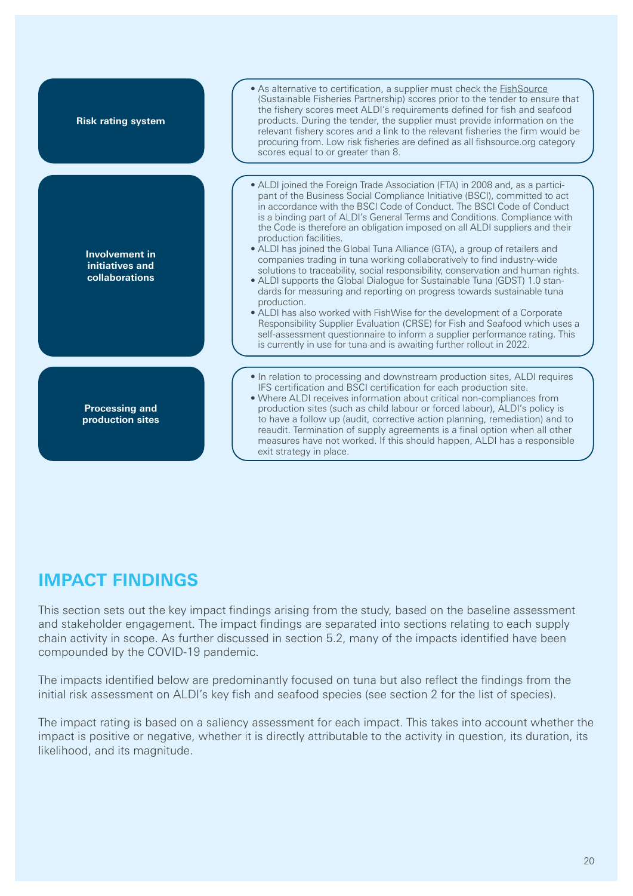| | |
|---|---|
| **Risk rating system** | • As alternative to certification, a supplier must check the FishSource (Sustainable Fisheries Partnership) scores prior to the tender to ensure that the fishery scores meet ALDI's requirements defined for fish and seafood products. During the tender, the supplier must provide information on the relevant fishery scores and a link to the relevant fisheries the firm would be procuring from. Low risk fisheries are defined as all fishsource.org category scores equal to or greater than 8. |
| **Involvement in initiatives and collaborations** | • ALDI joined the Foreign Trade Association (FTA) in 2008 and, as a participant of the Business Social Compliance Initiative (BSCI), committed to act in accordance with the BSCI Code of Conduct. The BSCI Code of Conduct is a binding part of ALDI's General Terms and Conditions. Compliance with the Code is therefore an obligation imposed on all ALDI suppliers and their production facilities.<br>• ALDI has joined the Global Tuna Alliance (GTA), a group of retailers and companies trading in tuna working collaboratively to find industry-wide solutions to traceability, social responsibility, conservation and human rights.<br>• ALDI supports the Global Dialogue for Sustainable Tuna (GDST) 1.0 standards for measuring and reporting on progress towards sustainable tuna production.<br>• ALDI has also worked with FishWise for the development of a Corporate Responsibility Supplier Evaluation (CRSE) for Fish and Seafood which uses a self-assessment questionnaire to inform a supplier performance rating. This is currently in use for tuna and is awaiting further rollout in 2022. |
| **Processing and production sites** | • In relation to processing and downstream production sites, ALDI requires IFS certification and BSCI certification for each production site.<br>• Where ALDI receives information about critical non-compliances from production sites (such as child labour or forced labour), ALDI's policy is to have a follow up (audit, corrective action planning, remediation) and to reaudit. Termination of supply agreements is a final option when all other measures have not worked. If this should happen, ALDI has a responsible exit strategy in place. |

# IMPACT FINDINGS

This section sets out the key impact findings arising from the study, based on the baseline assessment and stakeholder engagement. The impact findings are separated into sections relating to each supply chain activity in scope. As further discussed in section 5.2, many of the impacts identified have been compounded by the COVID-19 pandemic.

The impacts identified below are predominantly focused on tuna but also reflect the findings from the initial risk assessment on ALDI's key fish and seafood species (see section 2 for the list of species).

The impact rating is based on a saliency assessment for each impact. This takes into account whether the impact is positive or negative, whether it is directly attributable to the activity in question, its duration, its likelihood, and its magnitude.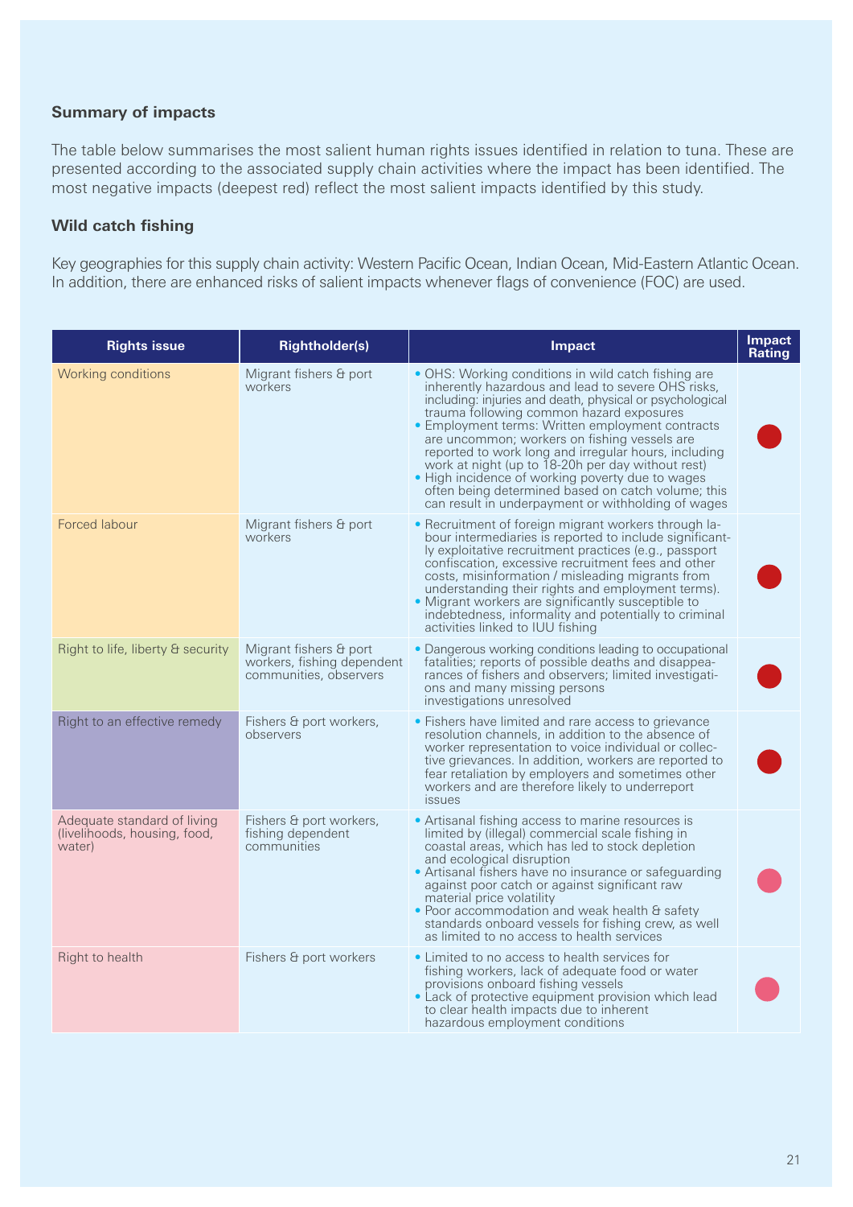### Summary of impacts

The table below summarises the most salient human rights issues identified in relation to tuna. These are presented according to the associated supply chain activities where the impact has been identified. The most negative impacts (deepest red) reflect the most salient impacts identified by this study.

### Wild catch fishing

Key geographies for this supply chain activity: Western Pacific Ocean, Indian Ocean, Mid-Eastern Atlantic Ocean. In addition, there are enhanced risks of salient impacts whenever flags of convenience (FOC) are used.

| Rights issue | Rightholder(s) | Impact | Impact Rating |
|---|---|---|---|
| Working conditions | Migrant fishers & port workers | • OHS: Working conditions in wild catch fishing are inherently hazardous and lead to severe OHS risks, including: injuries and death, physical or psychological trauma following common hazard exposures<br>• Employment terms: Written employment contracts are uncommon; workers on fishing vessels are reported to work long and irregular hours, including work at night (up to 18-20h per day without rest)<br>• High incidence of working poverty due to wages often being determined based on catch volume; this can result in underpayment or withholding of wages | ● |
| Forced labour | Migrant fishers & port workers | • Recruitment of foreign migrant workers through labour intermediaries is reported to include significantly exploitative recruitment practices (e.g., passport confiscation, excessive recruitment fees and other costs, misinformation / misleading migrants from understanding their rights and employment terms).<br>• Migrant workers are significantly susceptible to indebtedness, informality and potentially to criminal activities linked to IUU fishing | ● |
| Right to life, liberty & security | Migrant fishers & port workers, fishing dependent communities, observers | • Dangerous working conditions leading to occupational fatalities; reports of possible deaths and disappearances of fishers and observers; limited investigations and many missing persons investigations unresolved | ● |
| Right to an effective remedy | Fishers & port workers, observers | • Fishers have limited and rare access to grievance resolution channels, in addition to the absence of worker representation to voice individual or collective grievances. In addition, workers are reported to fear retaliation by employers and sometimes other workers and are therefore likely to underreport issues | ● |
| Adequate standard of living (livelihoods, housing, food, water) | Fishers & port workers, fishing dependent communities | • Artisanal fishing access to marine resources is limited by (illegal) commercial scale fishing in coastal areas, which has led to stock depletion and ecological disruption<br>• Artisanal fishers have no insurance or safeguarding against poor catch or against significant raw material price volatility<br>• Poor accommodation and weak health & safety standards onboard vessels for fishing crew, as well as limited to no access to health services | ● |
| Right to health | Fishers & port workers | • Limited to no access to health services for fishing workers, lack of adequate food or water provisions onboard fishing vessels<br>• Lack of protective equipment provision which lead to clear health impacts due to inherent hazardous employment conditions | ● |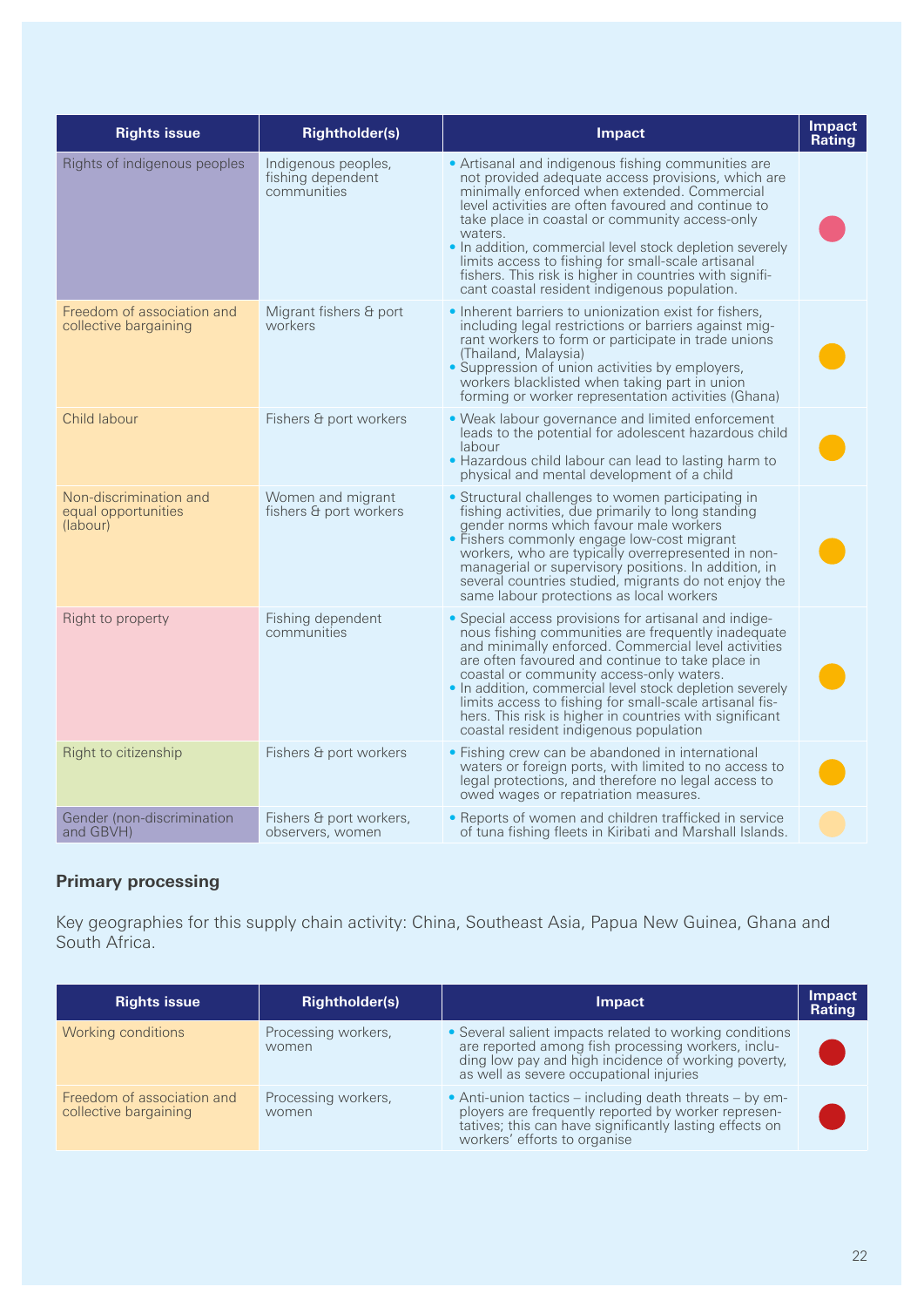| Rights issue | Rightholder(s) | Impact | Impact Rating |
|---|---|---|---|
| Rights of indigenous peoples | Indigenous peoples, fishing dependent communities | • Artisanal and indigenous fishing communities are not provided adequate access provisions, which are minimally enforced when extended. Commercial level activities are often favoured and continue to take place in coastal or community access-only waters.<br>• In addition, commercial level stock depletion severely limits access to fishing for small-scale artisanal fishers. This risk is higher in countries with significant coastal resident indigenous population. | |
| Freedom of association and collective bargaining | Migrant fishers & port workers | • Inherent barriers to unionization exist for fishers, including legal restrictions or barriers against migrant workers to form or participate in trade unions (Thailand, Malaysia)<br>• Suppression of union activities by employers, workers blacklisted when taking part in union forming or worker representation activities (Ghana) | |
| Child labour | Fishers & port workers | • Weak labour governance and limited enforcement leads to the potential for adolescent hazardous child labour<br>• Hazardous child labour can lead to lasting harm to physical and mental development of a child | |
| Non-discrimination and equal opportunities (labour) | Women and migrant fishers & port workers | • Structural challenges to women participating in fishing activities, due primarily to long standing gender norms which favour male workers<br>• Fishers commonly engage low-cost migrant workers, who are typically overrepresented in non-managerial or supervisory positions. In addition, in several countries studied, migrants do not enjoy the same labour protections as local workers | |
| Right to property | Fishing dependent communities | • Special access provisions for artisanal and indigenous fishing communities are frequently inadequate and minimally enforced. Commercial level activities are often favoured and continue to take place in coastal or community access-only waters.<br>• In addition, commercial level stock depletion severely limits access to fishing for small-scale artisanal fishers. This risk is higher in countries with significant coastal resident indigenous population | |
| Right to citizenship | Fishers & port workers | • Fishing crew can be abandoned in international waters or foreign ports, with limited to no access to legal protections, and therefore no legal access to owed wages or repatriation measures. | |
| Gender (non-discrimination and GBVH) | Fishers & port workers, observers, women | • Reports of women and children trafficked in service of tuna fishing fleets in Kiribati and Marshall Islands. | |

**Primary processing**

Key geographies for this supply chain activity: China, Southeast Asia, Papua New Guinea, Ghana and South Africa.

| Rights issue | Rightholder(s) | Impact | Impact Rating |
|---|---|---|---|
| Working conditions | Processing workers, women | • Several salient impacts related to working conditions are reported among fish processing workers, including low pay and high incidence of working poverty, as well as severe occupational injuries | |
| Freedom of association and collective bargaining | Processing workers, women | • Anti-union tactics – including death threats – by employers are frequently reported by worker representatives; this can have significantly lasting effects on workers' efforts to organise | |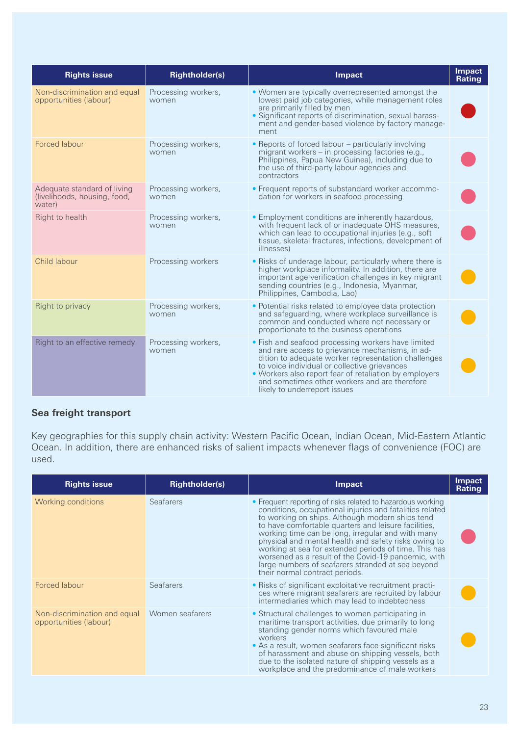| Rights issue | Rightholder(s) | Impact | Impact Rating |
|---|---|---|---|
| Non-discrimination and equal opportunities (labour) | Processing workers, women | • Women are typically overrepresented amongst the lowest paid job categories, while management roles are primarily filled by men<br>• Significant reports of discrimination, sexual harassment and gender-based violence by factory management | |
| Forced labour | Processing workers, women | • Reports of forced labour – particularly involving migrant workers – in processing factories (e.g., Philippines, Papua New Guinea), including due to the use of third-party labour agencies and contractors | |
| Adequate standard of living (livelihoods, housing, food, water) | Processing workers, women | • Frequent reports of substandard worker accommodation for workers in seafood processing | |
| Right to health | Processing workers, women | • Employment conditions are inherently hazardous, with frequent lack of or inadequate OHS measures, which can lead to occupational injuries (e.g., soft tissue, skeletal fractures, infections, development of illnesses) | |
| Child labour | Processing workers | • Risks of underage labour, particularly where there is higher workplace informality. In addition, there are important age verification challenges in key migrant sending countries (e.g., Indonesia, Myanmar, Philippines, Cambodia, Lao) | |
| Right to privacy | Processing workers, women | • Potential risks related to employee data protection and safeguarding, where workplace surveillance is common and conducted where not necessary or proportionate to the business operations | |
| Right to an effective remedy | Processing workers, women | • Fish and seafood processing workers have limited and rare access to grievance mechanisms, in addition to adequate worker representation challenges to voice individual or collective grievances<br>• Workers also report fear of retaliation by employers and sometimes other workers and are therefore likely to underreport issues | |

### Sea freight transport

Key geographies for this supply chain activity: Western Pacific Ocean, Indian Ocean, Mid-Eastern Atlantic Ocean. In addition, there are enhanced risks of salient impacts whenever flags of convenience (FOC) are used.

| Rights issue | Rightholder(s) | Impact | Impact Rating |
|---|---|---|---|
| Working conditions | Seafarers | • Frequent reporting of risks related to hazardous working conditions, occupational injuries and fatalities related to working on ships. Although modern ships tend to have comfortable quarters and leisure facilities, working time can be long, irregular and with many physical and mental health and safety risks owing to working at sea for extended periods of time. This has worsened as a result of the Covid-19 pandemic, with large numbers of seafarers stranded at sea beyond their normal contract periods. | |
| Forced labour | Seafarers | • Risks of significant exploitative recruitment practices where migrant seafarers are recruited by labour intermediaries which may lead to indebtedness | |
| Non-discrimination and equal opportunities (labour) | Women seafarers | • Structural challenges to women participating in maritime transport activities, due primarily to long standing gender norms which favoured male workers<br>• As a result, women seafarers face significant risks of harassment and abuse on shipping vessels, both due to the isolated nature of shipping vessels as a workplace and the predominance of male workers | |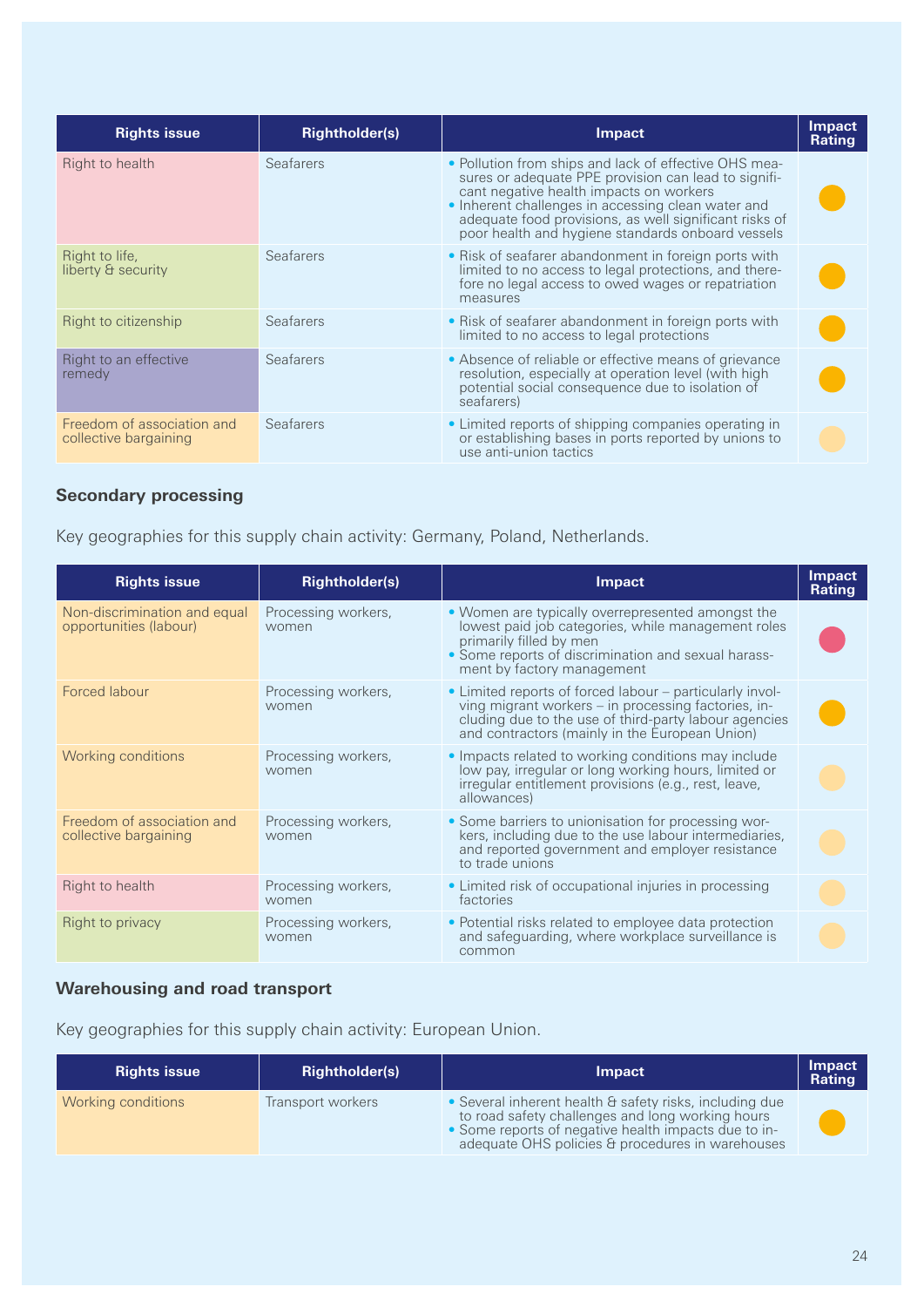| Rights issue | Rightholder(s) | Impact | Impact Rating |
|---|---|---|---|
| Right to health | Seafarers | • Pollution from ships and lack of effective OHS measures or adequate PPE provision can lead to significant negative health impacts on workers<br>• Inherent challenges in accessing clean water and adequate food provisions, as well significant risks of poor health and hygiene standards onboard vessels | |
| Right to life, liberty & security | Seafarers | • Risk of seafarer abandonment in foreign ports with limited to no access to legal protections, and therefore no legal access to owed wages or repatriation measures | |
| Right to citizenship | Seafarers | • Risk of seafarer abandonment in foreign ports with limited to no access to legal protections | |
| Right to an effective remedy | Seafarers | • Absence of reliable or effective means of grievance resolution, especially at operation level (with high potential social consequence due to isolation of seafarers) | |
| Freedom of association and collective bargaining | Seafarers | • Limited reports of shipping companies operating in or establishing bases in ports reported by unions to use anti-union tactics | |

### Secondary processing

Key geographies for this supply chain activity: Germany, Poland, Netherlands.

| Rights issue | Rightholder(s) | Impact | Impact Rating |
|---|---|---|---|
| Non-discrimination and equal opportunities (labour) | Processing workers, women | • Women are typically overrepresented amongst the lowest paid job categories, while management roles primarily filled by men<br>• Some reports of discrimination and sexual harassment by factory management | |
| Forced labour | Processing workers, women | • Limited reports of forced labour – particularly involving migrant workers – in processing factories, including due to the use of third-party labour agencies and contractors (mainly in the European Union) | |
| Working conditions | Processing workers, women | • Impacts related to working conditions may include low pay, irregular or long working hours, limited or irregular entitlement provisions (e.g., rest, leave, allowances) | |
| Freedom of association and collective bargaining | Processing workers, women | • Some barriers to unionisation for processing workers, including due to the use labour intermediaries, and reported government and employer resistance to trade unions | |
| Right to health | Processing workers, women | • Limited risk of occupational injuries in processing factories | |
| Right to privacy | Processing workers, women | • Potential risks related to employee data protection and safeguarding, where workplace surveillance is common | |

### Warehousing and road transport

Key geographies for this supply chain activity: European Union.

| Rights issue | Rightholder(s) | Impact | Impact Rating |
|---|---|---|---|
| Working conditions | Transport workers | • Several inherent health & safety risks, including due to road safety challenges and long working hours<br>• Some reports of negative health impacts due to inadequate OHS policies & procedures in warehouses | |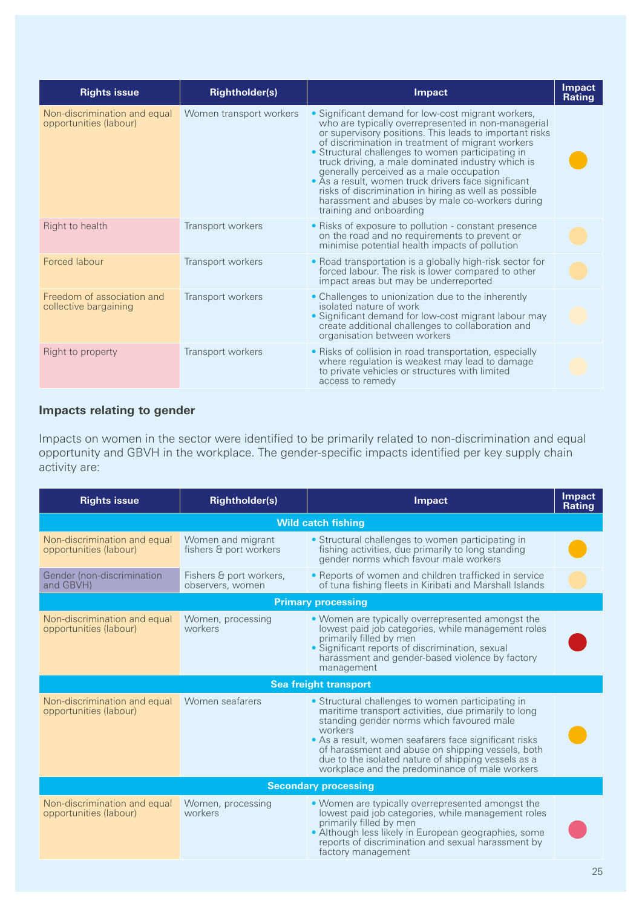| Rights issue | Rightholder(s) | Impact | Impact Rating |
|---|---|---|---|
| Non-discrimination and equal opportunities (labour) | Women transport workers | • Significant demand for low-cost migrant workers, who are typically overrepresented in non-managerial or supervisory positions. This leads to important risks of discrimination in treatment of migrant workers<br>• Structural challenges to women participating in truck driving, a male dominated industry which is generally perceived as a male occupation<br>• As a result, women truck drivers face significant risks of discrimination in hiring as well as possible harassment and abuses by male co-workers during training and onboarding | |
| Right to health | Transport workers | • Risks of exposure to pollution - constant presence on the road and no requirements to prevent or minimise potential health impacts of pollution | |
| Forced labour | Transport workers | • Road transportation is a globally high-risk sector for forced labour. The risk is lower compared to other impact areas but may be underreported | |
| Freedom of association and collective bargaining | Transport workers | • Challenges to unionization due to the inherently isolated nature of work<br>• Significant demand for low-cost migrant labour may create additional challenges to collaboration and organisation between workers | |
| Right to property | Transport workers | • Risks of collision in road transportation, especially where regulation is weakest may lead to damage to private vehicles or structures with limited access to remedy | |

### Impacts relating to gender

Impacts on women in the sector were identified to be primarily related to non-discrimination and equal opportunity and GBVH in the workplace. The gender-specific impacts identified per key supply chain activity are:

| Rights issue | Rightholder(s) | Impact | Impact Rating |
|---|---|---|---|
| **Wild catch fishing** | | | |
| Non-discrimination and equal opportunities (labour) | Women and migrant fishers & port workers | • Structural challenges to women participating in fishing activities, due primarily to long standing gender norms which favour male workers | |
| Gender (non-discrimination and GBVH) | Fishers & port workers, observers, women | • Reports of women and children trafficked in service of tuna fishing fleets in Kiribati and Marshall Islands | |
| **Primary processing** | | | |
| Non-discrimination and equal opportunities (labour) | Women, processing workers | • Women are typically overrepresented amongst the lowest paid job categories, while management roles primarily filled by men<br>• Significant reports of discrimination, sexual harassment and gender-based violence by factory management | |
| **Sea freight transport** | | | |
| Non-discrimination and equal opportunities (labour) | Women seafarers | • Structural challenges to women participating in maritime transport activities, due primarily to long standing gender norms which favoured male workers<br>• As a result, women seafarers face significant risks of harassment and abuse on shipping vessels, both due to the isolated nature of shipping vessels as a workplace and the predominance of male workers | |
| **Secondary processing** | | | |
| Non-discrimination and equal opportunities (labour) | Women, processing workers | • Women are typically overrepresented amongst the lowest paid job categories, while management roles primarily filled by men<br>• Although less likely in European geographies, some reports of discrimination and sexual harassment by factory management | |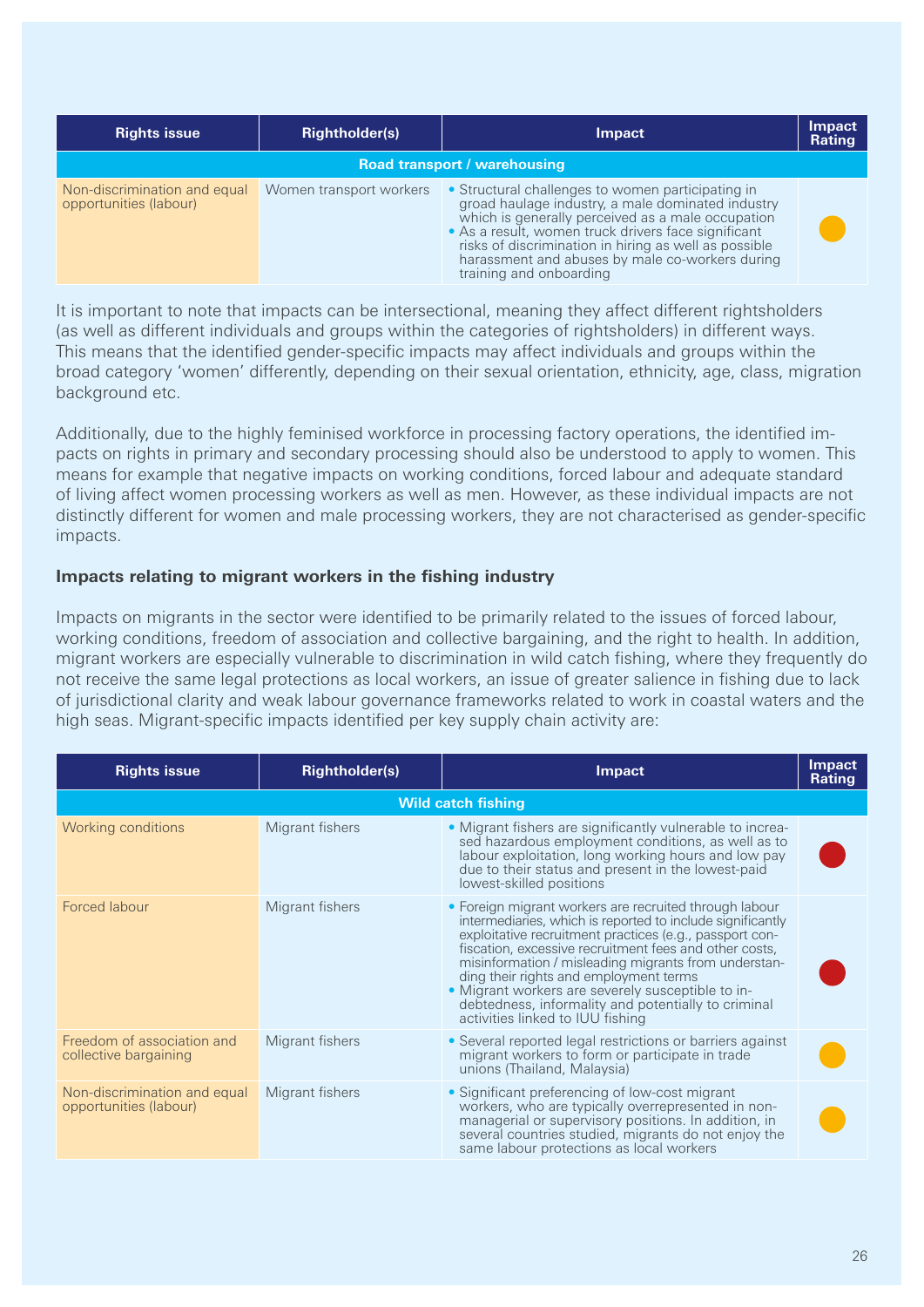| Rights issue | Rightholder(s) | Impact | Impact Rating |
|---|---|---|---|
| **Road transport / warehousing** | | | |
| Non-discrimination and equal opportunities (labour) | Women transport workers | • Structural challenges to women participating in groad haulage industry, a male dominated industry which is generally perceived as a male occupation<br>• As a result, women truck drivers face significant risks of discrimination in hiring as well as possible harassment and abuses by male co-workers during training and onboarding | 🟠 |

It is important to note that impacts can be intersectional, meaning they affect different rightsholders (as well as different individuals and groups within the categories of rightsholders) in different ways. This means that the identified gender-specific impacts may affect individuals and groups within the broad category 'women' differently, depending on their sexual orientation, ethnicity, age, class, migration background etc.

Additionally, due to the highly feminised workforce in processing factory operations, the identified impacts on rights in primary and secondary processing should also be understood to apply to women. This means for example that negative impacts on working conditions, forced labour and adequate standard of living affect women processing workers as well as men. However, as these individual impacts are not distinctly different for women and male processing workers, they are not characterised as gender-specific impacts.

### Impacts relating to migrant workers in the fishing industry

Impacts on migrants in the sector were identified to be primarily related to the issues of forced labour, working conditions, freedom of association and collective bargaining, and the right to health. In addition, migrant workers are especially vulnerable to discrimination in wild catch fishing, where they frequently do not receive the same legal protections as local workers, an issue of greater salience in fishing due to lack of jurisdictional clarity and weak labour governance frameworks related to work in coastal waters and the high seas. Migrant-specific impacts identified per key supply chain activity are:

| Rights issue | Rightholder(s) | Impact | Impact Rating |
|---|---|---|---|
| **Wild catch fishing** | | | |
| Working conditions | Migrant fishers | • Migrant fishers are significantly vulnerable to increased hazardous employment conditions, as well as to labour exploitation, long working hours and low pay due to their status and present in the lowest-paid lowest-skilled positions | 🔴 |
| Forced labour | Migrant fishers | • Foreign migrant workers are recruited through labour intermediaries, which is reported to include significantly exploitative recruitment practices (e.g., passport confiscation, excessive recruitment fees and other costs, misinformation / misleading migrants from understanding their rights and employment terms<br>• Migrant workers are severely susceptible to indebtedness, informality and potentially to criminal activities linked to IUU fishing | 🔴 |
| Freedom of association and collective bargaining | Migrant fishers | • Several reported legal restrictions or barriers against migrant workers to form or participate in trade unions (Thailand, Malaysia) | 🟠 |
| Non-discrimination and equal opportunities (labour) | Migrant fishers | • Significant preferencing of low-cost migrant workers, who are typically overrepresented in non-managerial or supervisory positions. In addition, in several countries studied, migrants do not enjoy the same labour protections as local workers | 🟠 |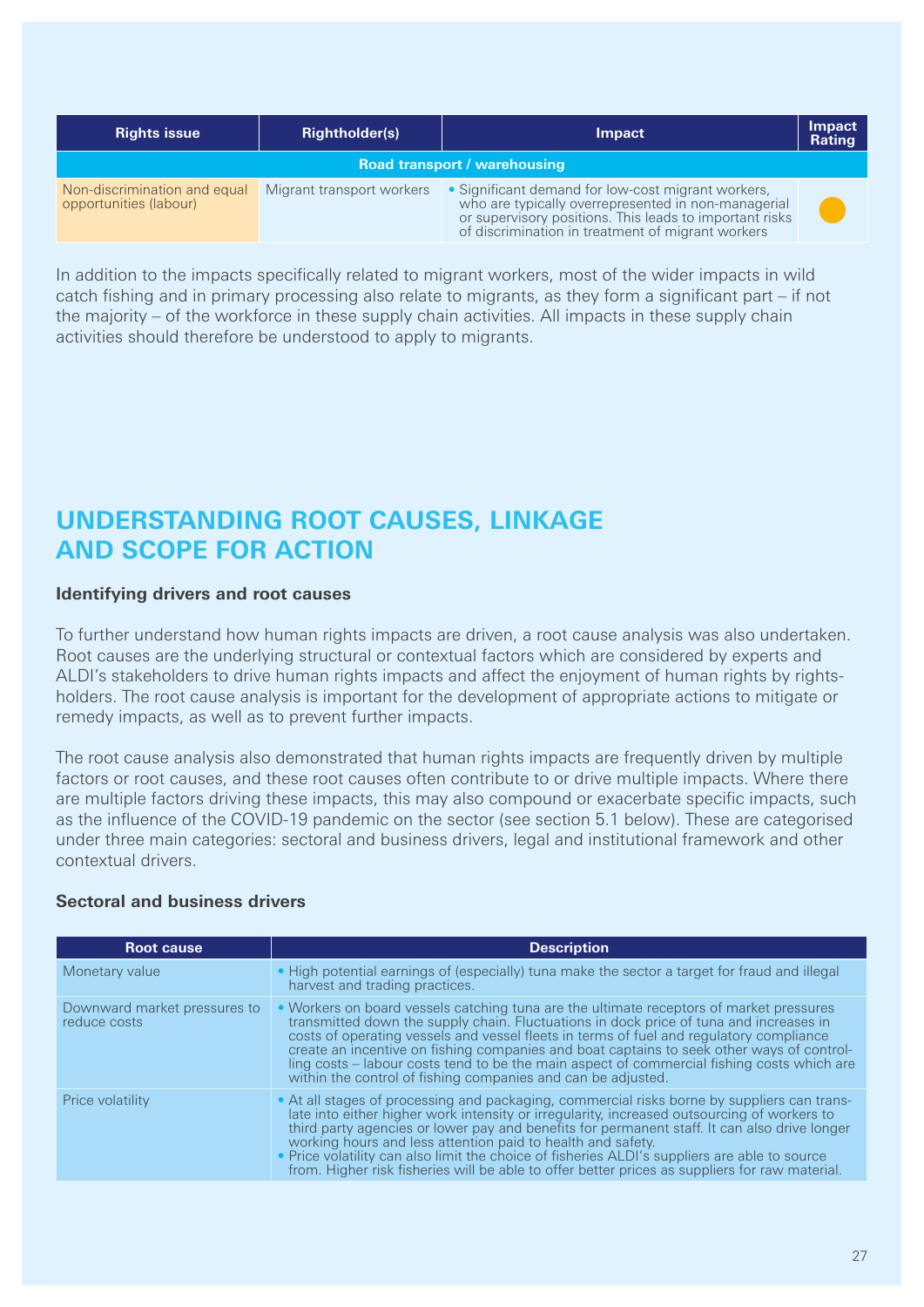| Rights issue | Rightholder(s) | Impact | Impact Rating |
|---|---|---|---|
| **Road transport / warehousing** | | | |
| Non-discrimination and equal opportunities (labour) | Migrant transport workers | • Significant demand for low-cost migrant workers, who are typically overrepresented in non-managerial or supervisory positions. This leads to important risks of discrimination in treatment of migrant workers | ● |

In addition to the impacts specifically related to migrant workers, most of the wider impacts in wild catch fishing and in primary processing also relate to migrants, as they form a significant part – if not the majority – of the workforce in these supply chain activities. All impacts in these supply chain activities should therefore be understood to apply to migrants.

## UNDERSTANDING ROOT CAUSES, LINKAGE AND SCOPE FOR ACTION

### Identifying drivers and root causes

To further understand how human rights impacts are driven, a root cause analysis was also undertaken. Root causes are the underlying structural or contextual factors which are considered by experts and ALDI's stakeholders to drive human rights impacts and affect the enjoyment of human rights by rights-holders. The root cause analysis is important for the development of appropriate actions to mitigate or remedy impacts, as well as to prevent further impacts.

The root cause analysis also demonstrated that human rights impacts are frequently driven by multiple factors or root causes, and these root causes often contribute to or drive multiple impacts. Where there are multiple factors driving these impacts, this may also compound or exacerbate specific impacts, such as the influence of the COVID-19 pandemic on the sector (see section 5.1 below). These are categorised under three main categories: sectoral and business drivers, legal and institutional framework and other contextual drivers.

### Sectoral and business drivers

| Root cause | Description |
|---|---|
| Monetary value | • High potential earnings of (especially) tuna make the sector a target for fraud and illegal harvest and trading practices. |
| Downward market pressures to reduce costs | • Workers on board vessels catching tuna are the ultimate receptors of market pressures transmitted down the supply chain. Fluctuations in dock price of tuna and increases in costs of operating vessels and vessel fleets in terms of fuel and regulatory compliance create an incentive on fishing companies and boat captains to seek other ways of controlling costs – labour costs tend to be the main aspect of commercial fishing costs which are within the control of fishing companies and can be adjusted. |
| Price volatility | • At all stages of processing and packaging, commercial risks borne by suppliers can translate into either higher work intensity or irregularity, increased outsourcing of workers to third party agencies or lower pay and benefits for permanent staff. It can also drive longer working hours and less attention paid to health and safety.<br>• Price volatility can also limit the choice of fisheries ALDI's suppliers are able to source from. Higher risk fisheries will be able to offer better prices as suppliers for raw material. |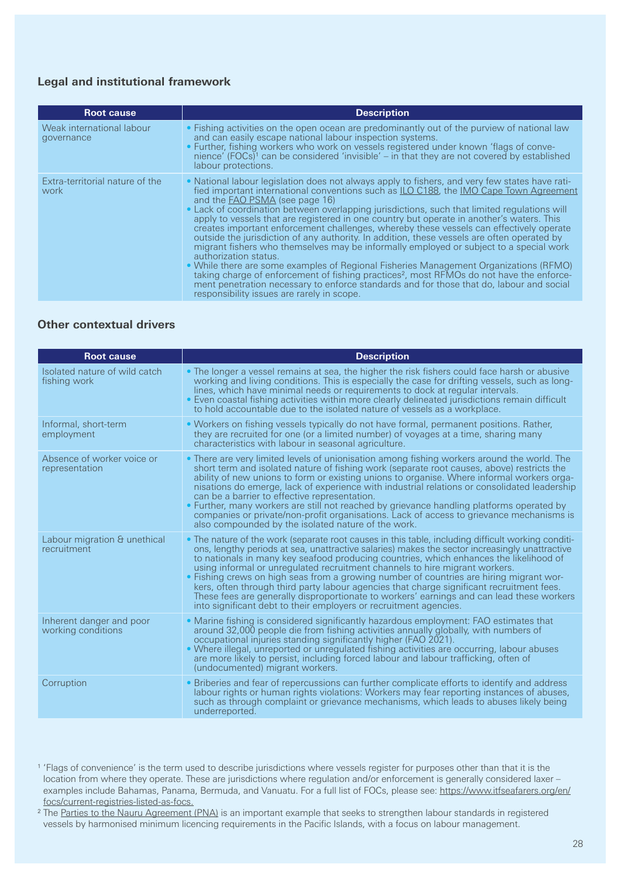### Legal and institutional framework

| Root cause | Description |
|---|---|
| Weak international labour governance | • Fishing activities on the open ocean are predominantly out of the purview of national law and can easily escape national labour inspection systems.<br>• Further, fishing workers who work on vessels registered under known 'flags of convenience' (FOCs)[1] can be considered 'invisible' – in that they are not covered by established labour protections. |
| Extra-territorial nature of the work | • National labour legislation does not always apply to fishers, and very few states have ratified important international conventions such as ILO C188, the IMO Cape Town Agreement and the FAO PSMA (see page 16)<br>• Lack of coordination between overlapping jurisdictions, such that limited regulations will apply to vessels that are registered in one country but operate in another's waters. This creates important enforcement challenges, whereby these vessels can effectively operate outside the jurisdiction of any authority. In addition, these vessels are often operated by migrant fishers who themselves may be informally employed or subject to a special work authorization status.<br>• While there are some examples of Regional Fisheries Management Organizations (RFMO) taking charge of enforcement of fishing practices[2], most RFMOs do not have the enforcement penetration necessary to enforce standards and for those that do, labour and social responsibility issues are rarely in scope. |

### Other contextual drivers

| Root cause | Description |
|---|---|
| Isolated nature of wild catch fishing work | • The longer a vessel remains at sea, the higher the risk fishers could face harsh or abusive working and living conditions. This is especially the case for drifting vessels, such as longlines, which have minimal needs or requirements to dock at regular intervals.<br>• Even coastal fishing activities within more clearly delineated jurisdictions remain difficult to hold accountable due to the isolated nature of vessels as a workplace. |
| Informal, short-term employment | • Workers on fishing vessels typically do not have formal, permanent positions. Rather, they are recruited for one (or a limited number) of voyages at a time, sharing many characteristics with labour in seasonal agriculture. |
| Absence of worker voice or representation | • There are very limited levels of unionisation among fishing workers around the world. The short term and isolated nature of fishing work (separate root causes, above) restricts the ability of new unions to form or existing unions to organise. Where informal workers organisations do emerge, lack of experience with industrial relations or consolidated leadership can be a barrier to effective representation.<br>• Further, many workers are still not reached by grievance handling platforms operated by companies or private/non-profit organisations. Lack of access to grievance mechanisms is also compounded by the isolated nature of the work. |
| Labour migration & unethical recruitment | • The nature of the work (separate root causes in this table, including difficult working conditions, lengthy periods at sea, unattractive salaries) makes the sector increasingly unattractive to nationals in many key seafood producing countries, which enhances the likelihood of using informal or unregulated recruitment channels to hire migrant workers.<br>• Fishing crews on high seas from a growing number of countries are hiring migrant workers, often through third party labour agencies that charge significant recruitment fees. These fees are generally disproportionate to workers' earnings and can lead these workers into significant debt to their employers or recruitment agencies. |
| Inherent danger and poor working conditions | • Marine fishing is considered significantly hazardous employment: FAO estimates that around 32,000 people die from fishing activities annually globally, with numbers of occupational injuries standing significantly higher (FAO 2021).<br>• Where illegal, unreported or unregulated fishing activities are occurring, labour abuses are more likely to persist, including forced labour and labour trafficking, often of (undocumented) migrant workers. |
| Corruption | • Briberies and fear of repercussions can further complicate efforts to identify and address labour rights or human rights violations: Workers may fear reporting instances of abuses, such as through complaint or grievance mechanisms, which leads to abuses likely being underreported. |

[1] 'Flags of convenience' is the term used to describe jurisdictions where vessels register for purposes other than that it is the location from where they operate. These are jurisdictions where regulation and/or enforcement is generally considered laxer – examples include Bahamas, Panama, Bermuda, and Vanuatu. For a full list of FOCs, please see: https://www.itfseafarers.org/en/focs/current-registries-listed-as-focs.

[2] The Parties to the Nauru Agreement (PNA) is an important example that seeks to strengthen labour standards in registered vessels by harmonised minimum licencing requirements in the Pacific Islands, with a focus on labour management.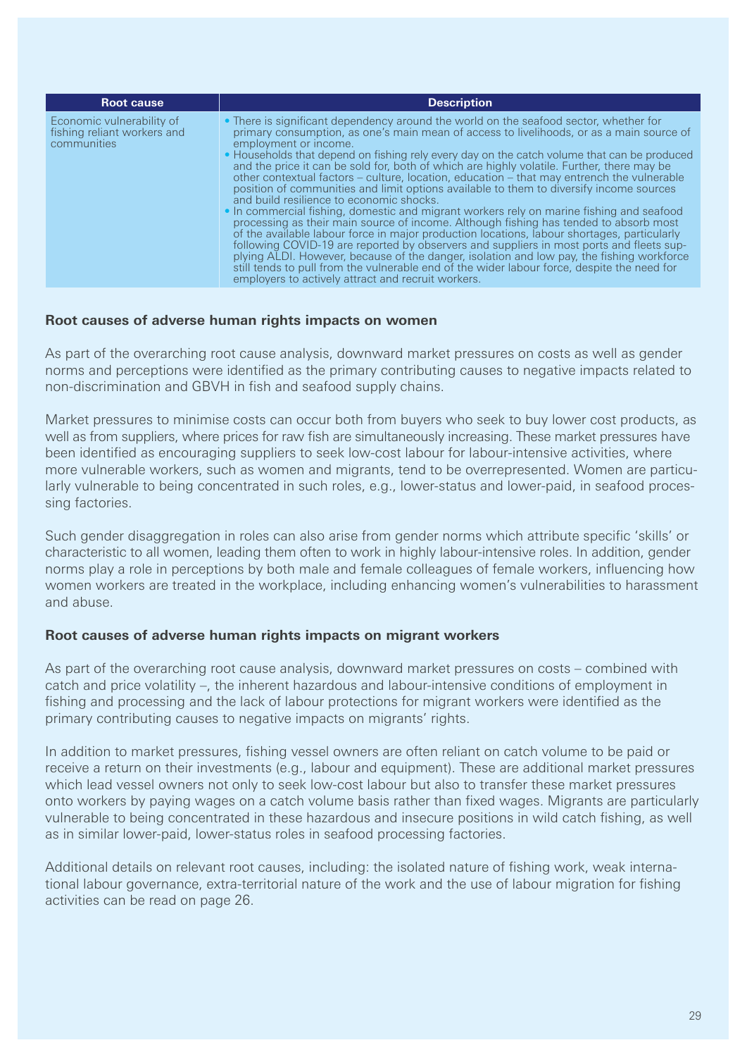| Root cause | Description |
|---|---|
| Economic vulnerability of fishing reliant workers and communities | • There is significant dependency around the world on the seafood sector, whether for primary consumption, as one's main mean of access to livelihoods, or as a main source of employment or income.<br>• Households that depend on fishing rely every day on the catch volume that can be produced and the price it can be sold for, both of which are highly volatile. Further, there may be other contextual factors – culture, location, education – that may entrench the vulnerable position of communities and limit options available to them to diversify income sources and build resilience to economic shocks.<br>• In commercial fishing, domestic and migrant workers rely on marine fishing and seafood processing as their main source of income. Although fishing has tended to absorb most of the available labour force in major production locations, labour shortages, particularly following COVID-19 are reported by observers and suppliers in most ports and fleets supplying ALDI. However, because of the danger, isolation and low pay, the fishing workforce still tends to pull from the vulnerable end of the wider labour force, despite the need for employers to actively attract and recruit workers. |

**Root causes of adverse human rights impacts on women**

As part of the overarching root cause analysis, downward market pressures on costs as well as gender norms and perceptions were identified as the primary contributing causes to negative impacts related to non-discrimination and GBVH in fish and seafood supply chains.

Market pressures to minimise costs can occur both from buyers who seek to buy lower cost products, as well as from suppliers, where prices for raw fish are simultaneously increasing. These market pressures have been identified as encouraging suppliers to seek low-cost labour for labour-intensive activities, where more vulnerable workers, such as women and migrants, tend to be overrepresented. Women are particularly vulnerable to being concentrated in such roles, e.g., lower-status and lower-paid, in seafood processing factories.

Such gender disaggregation in roles can also arise from gender norms which attribute specific 'skills' or characteristic to all women, leading them often to work in highly labour-intensive roles. In addition, gender norms play a role in perceptions by both male and female colleagues of female workers, influencing how women workers are treated in the workplace, including enhancing women's vulnerabilities to harassment and abuse.

**Root causes of adverse human rights impacts on migrant workers**

As part of the overarching root cause analysis, downward market pressures on costs – combined with catch and price volatility –, the inherent hazardous and labour-intensive conditions of employment in fishing and processing and the lack of labour protections for migrant workers were identified as the primary contributing causes to negative impacts on migrants' rights.

In addition to market pressures, fishing vessel owners are often reliant on catch volume to be paid or receive a return on their investments (e.g., labour and equipment). These are additional market pressures which lead vessel owners not only to seek low-cost labour but also to transfer these market pressures onto workers by paying wages on a catch volume basis rather than fixed wages. Migrants are particularly vulnerable to being concentrated in these hazardous and insecure positions in wild catch fishing, as well as in similar lower-paid, lower-status roles in seafood processing factories.

Additional details on relevant root causes, including: the isolated nature of fishing work, weak international labour governance, extra-territorial nature of the work and the use of labour migration for fishing activities can be read on page 26.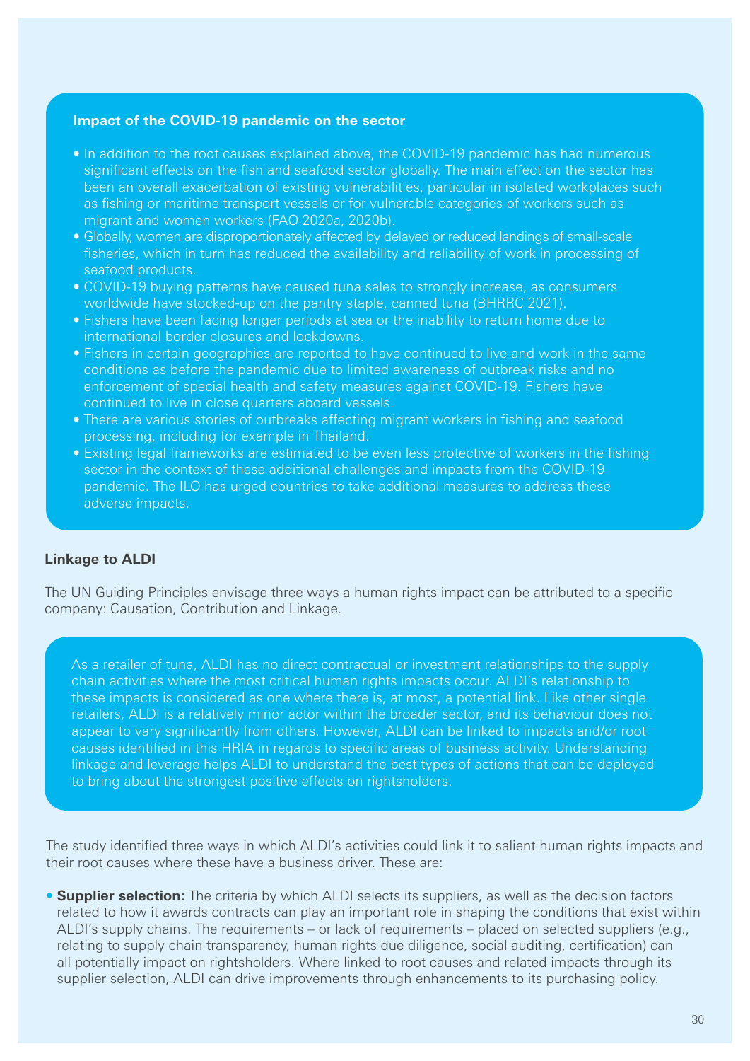**Impact of the COVID-19 pandemic on the sector**

- In addition to the root causes explained above, the COVID-19 pandemic has had numerous significant effects on the fish and seafood sector globally. The main effect on the sector has been an overall exacerbation of existing vulnerabilities, particular in isolated workplaces such as fishing or maritime transport vessels or for vulnerable categories of workers such as migrant and women workers (FAO 2020a, 2020b).
- Globally, women are disproportionately affected by delayed or reduced landings of small-scale fisheries, which in turn has reduced the availability and reliability of work in processing of seafood products.
- COVID-19 buying patterns have caused tuna sales to strongly increase, as consumers worldwide have stocked-up on the pantry staple, canned tuna (BHRRC 2021).
- Fishers have been facing longer periods at sea or the inability to return home due to international border closures and lockdowns.
- Fishers in certain geographies are reported to have continued to live and work in the same conditions as before the pandemic due to limited awareness of outbreak risks and no enforcement of special health and safety measures against COVID-19. Fishers have continued to live in close quarters aboard vessels.
- There are various stories of outbreaks affecting migrant workers in fishing and seafood processing, including for example in Thailand.
- Existing legal frameworks are estimated to be even less protective of workers in the fishing sector in the context of these additional challenges and impacts from the COVID-19 pandemic. The ILO has urged countries to take additional measures to address these adverse impacts.

**Linkage to ALDI**

The UN Guiding Principles envisage three ways a human rights impact can be attributed to a specific company: Causation, Contribution and Linkage.

As a retailer of tuna, ALDI has no direct contractual or investment relationships to the supply chain activities where the most critical human rights impacts occur. ALDI's relationship to these impacts is considered as one where there is, at most, a potential link. Like other single retailers, ALDI is a relatively minor actor within the broader sector, and its behaviour does not appear to vary significantly from others. However, ALDI can be linked to impacts and/or root causes identified in this HRIA in regards to specific areas of business activity. Understanding linkage and leverage helps ALDI to understand the best types of actions that can be deployed to bring about the strongest positive effects on rightsholders.

The study identified three ways in which ALDI's activities could link it to salient human rights impacts and their root causes where these have a business driver. These are:

- **Supplier selection:** The criteria by which ALDI selects its suppliers, as well as the decision factors related to how it awards contracts can play an important role in shaping the conditions that exist within ALDI's supply chains. The requirements – or lack of requirements – placed on selected suppliers (e.g., relating to supply chain transparency, human rights due diligence, social auditing, certification) can all potentially impact on rightsholders. Where linked to root causes and related impacts through its supplier selection, ALDI can drive improvements through enhancements to its purchasing policy.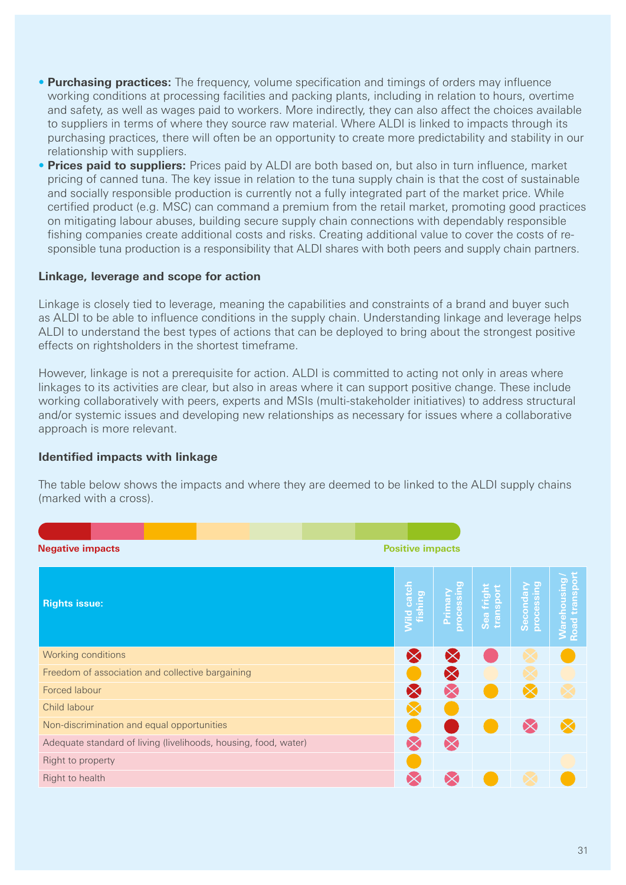- **Purchasing practices:** The frequency, volume specification and timings of orders may influence working conditions at processing facilities and packing plants, including in relation to hours, overtime and safety, as well as wages paid to workers. More indirectly, they can also affect the choices available to suppliers in terms of where they source raw material. Where ALDI is linked to impacts through its purchasing practices, there will often be an opportunity to create more predictability and stability in our relationship with suppliers.
- **Prices paid to suppliers:** Prices paid by ALDI are both based on, but also in turn influence, market pricing of canned tuna. The key issue in relation to the tuna supply chain is that the cost of sustainable and socially responsible production is currently not a fully integrated part of the market price. While certified product (e.g. MSC) can command a premium from the retail market, promoting good practices on mitigating labour abuses, building secure supply chain connections with dependably responsible fishing companies create additional costs and risks. Creating additional value to cover the costs of responsible tuna production is a responsibility that ALDI shares with both peers and supply chain partners.

### Linkage, leverage and scope for action

Linkage is closely tied to leverage, meaning the capabilities and constraints of a brand and buyer such as ALDI to be able to influence conditions in the supply chain. Understanding linkage and leverage helps ALDI to understand the best types of actions that can be deployed to bring about the strongest positive effects on rightsholders in the shortest timeframe.

However, linkage is not a prerequisite for action. ALDI is committed to acting not only in areas where linkages to its activities are clear, but also in areas where it can support positive change. These include working collaboratively with peers, experts and MSIs (multi-stakeholder initiatives) to address structural and/or systemic issues and developing new relationships as necessary for issues where a collaborative approach is more relevant.

### Identified impacts with linkage

The table below shows the impacts and where they are deemed to be linked to the ALDI supply chains (marked with a cross).

Negative impacts ← → Positive impacts

| Rights issue: | Wild catch fishing | Primary processing | Sea fright transport | Secondary processing | Warehousing / Road transport |
|---|---|---|---|---|---|
| Working conditions | ⊗ (dark red) | ⊗ (dark red) | ● (pink) | ⊗ (light orange) | ● (orange) |
| Freedom of association and collective bargaining | ● (orange) | ⊗ (dark red) | ● (light orange) | ⊗ (light orange) | ● (light orange) |
| Forced labour | ⊗ (dark red) | ⊗ (pink) | ● (orange) | ⊗ (orange) | ⊗ (light orange) |
| Child labour | ⊗ (orange) | ● (orange) | | | |
| Non-discrimination and equal opportunities | ● (orange) | ● (dark red) | ● (orange) | ⊗ (pink) | ⊗ (orange) |
| Adequate standard of living (livelihoods, housing, food, water) | ⊗ (pink) | ⊗ (pink) | | | |
| Right to property | ● (orange) | | | | ● (light orange) |
| Right to health | ⊗ (pink) | ⊗ (pink) | ● (orange) | ⊗ (light orange) | ● (orange) |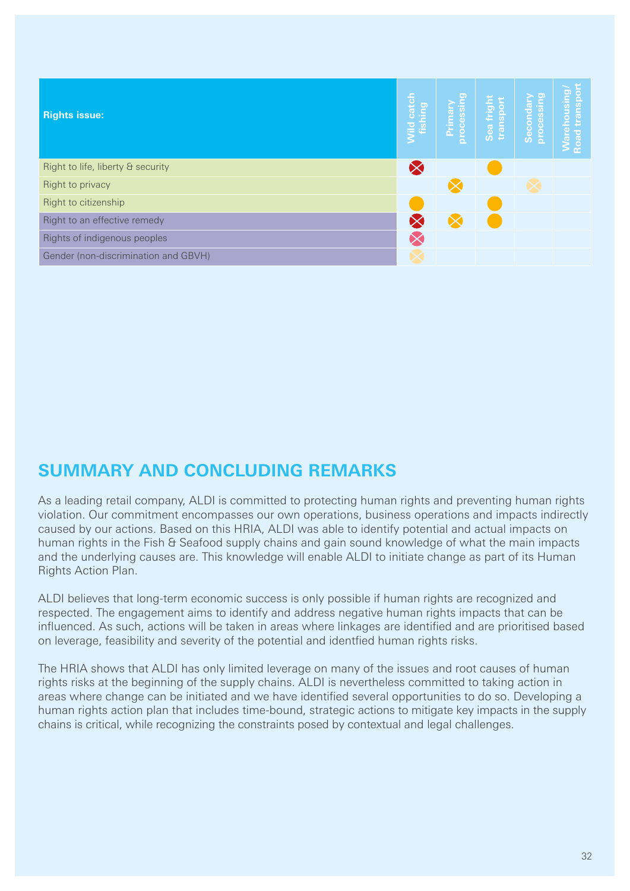| Rights issue: | Wild catch fishing | Primary processing | Sea fright transport | Secondary processing | Warehousing/ Road transport |
|---|---|---|---|---|---|
| Right to life, liberty & security | ⊗ | | ● | | |
| Right to privacy | | ⊗ | | ⊗ | |
| Right to citizenship | ● | | ● | | |
| Right to an effective remedy | ⊗ | ⊗ | ● | | |
| Rights of indigenous peoples | ⊗ | | | | |
| Gender (non-discrimination and GBVH) | ⊗ | | | | |

## SUMMARY AND CONCLUDING REMARKS

As a leading retail company, ALDI is committed to protecting human rights and preventing human rights violation. Our commitment encompasses our own operations, business operations and impacts indirectly caused by our actions. Based on this HRIA, ALDI was able to identify potential and actual impacts on human rights in the Fish & Seafood supply chains and gain sound knowledge of what the main impacts and the underlying causes are. This knowledge will enable ALDI to initiate change as part of its Human Rights Action Plan.

ALDI believes that long-term economic success is only possible if human rights are recognized and respected. The engagement aims to identify and address negative human rights impacts that can be influenced. As such, actions will be taken in areas where linkages are identified and are prioritised based on leverage, feasibility and severity of the potential and identfied human rights risks.

The HRIA shows that ALDI has only limited leverage on many of the issues and root causes of human rights risks at the beginning of the supply chains. ALDI is nevertheless committed to taking action in areas where change can be initiated and we have identified several opportunities to do so. Developing a human rights action plan that includes time-bound, strategic actions to mitigate key impacts in the supply chains is critical, while recognizing the constraints posed by contextual and legal challenges.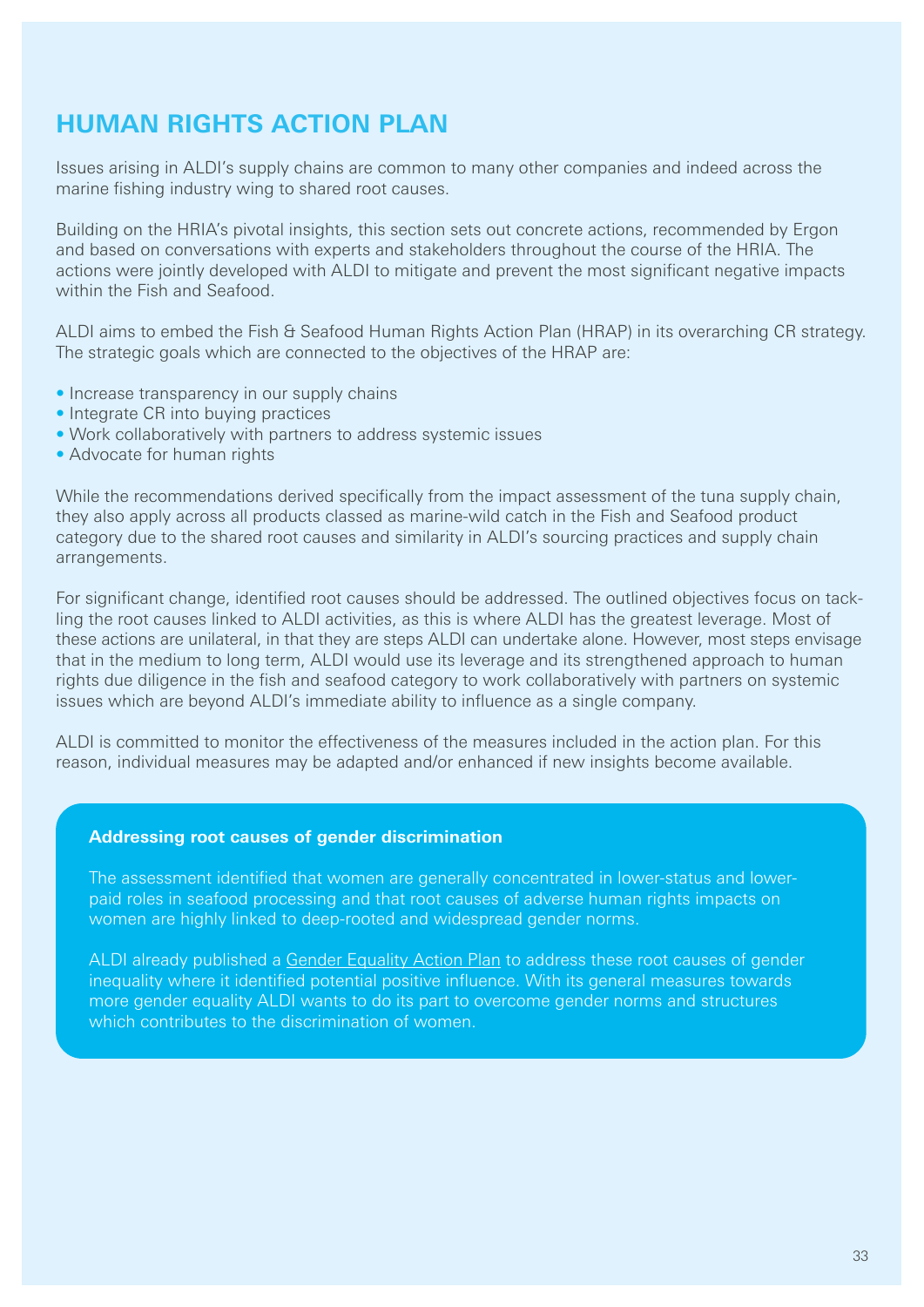# HUMAN RIGHTS ACTION PLAN

Issues arising in ALDI's supply chains are common to many other companies and indeed across the marine fishing industry wing to shared root causes.

Building on the HRIA's pivotal insights, this section sets out concrete actions, recommended by Ergon and based on conversations with experts and stakeholders throughout the course of the HRIA. The actions were jointly developed with ALDI to mitigate and prevent the most significant negative impacts within the Fish and Seafood.

ALDI aims to embed the Fish & Seafood Human Rights Action Plan (HRAP) in its overarching CR strategy. The strategic goals which are connected to the objectives of the HRAP are:

- Increase transparency in our supply chains
- Integrate CR into buying practices
- Work collaboratively with partners to address systemic issues
- Advocate for human rights

While the recommendations derived specifically from the impact assessment of the tuna supply chain, they also apply across all products classed as marine-wild catch in the Fish and Seafood product category due to the shared root causes and similarity in ALDI's sourcing practices and supply chain arrangements.

For significant change, identified root causes should be addressed. The outlined objectives focus on tackling the root causes linked to ALDI activities, as this is where ALDI has the greatest leverage. Most of these actions are unilateral, in that they are steps ALDI can undertake alone. However, most steps envisage that in the medium to long term, ALDI would use its leverage and its strengthened approach to human rights due diligence in the fish and seafood category to work collaboratively with partners on systemic issues which are beyond ALDI's immediate ability to influence as a single company.

ALDI is committed to monitor the effectiveness of the measures included in the action plan. For this reason, individual measures may be adapted and/or enhanced if new insights become available.

**Addressing root causes of gender discrimination**

The assessment identified that women are generally concentrated in lower-status and lower-paid roles in seafood processing and that root causes of adverse human rights impacts on women are highly linked to deep-rooted and widespread gender norms.

ALDI already published a Gender Equality Action Plan to address these root causes of gender inequality where it identified potential positive influence. With its general measures towards more gender equality ALDI wants to do its part to overcome gender norms and structures which contributes to the discrimination of women.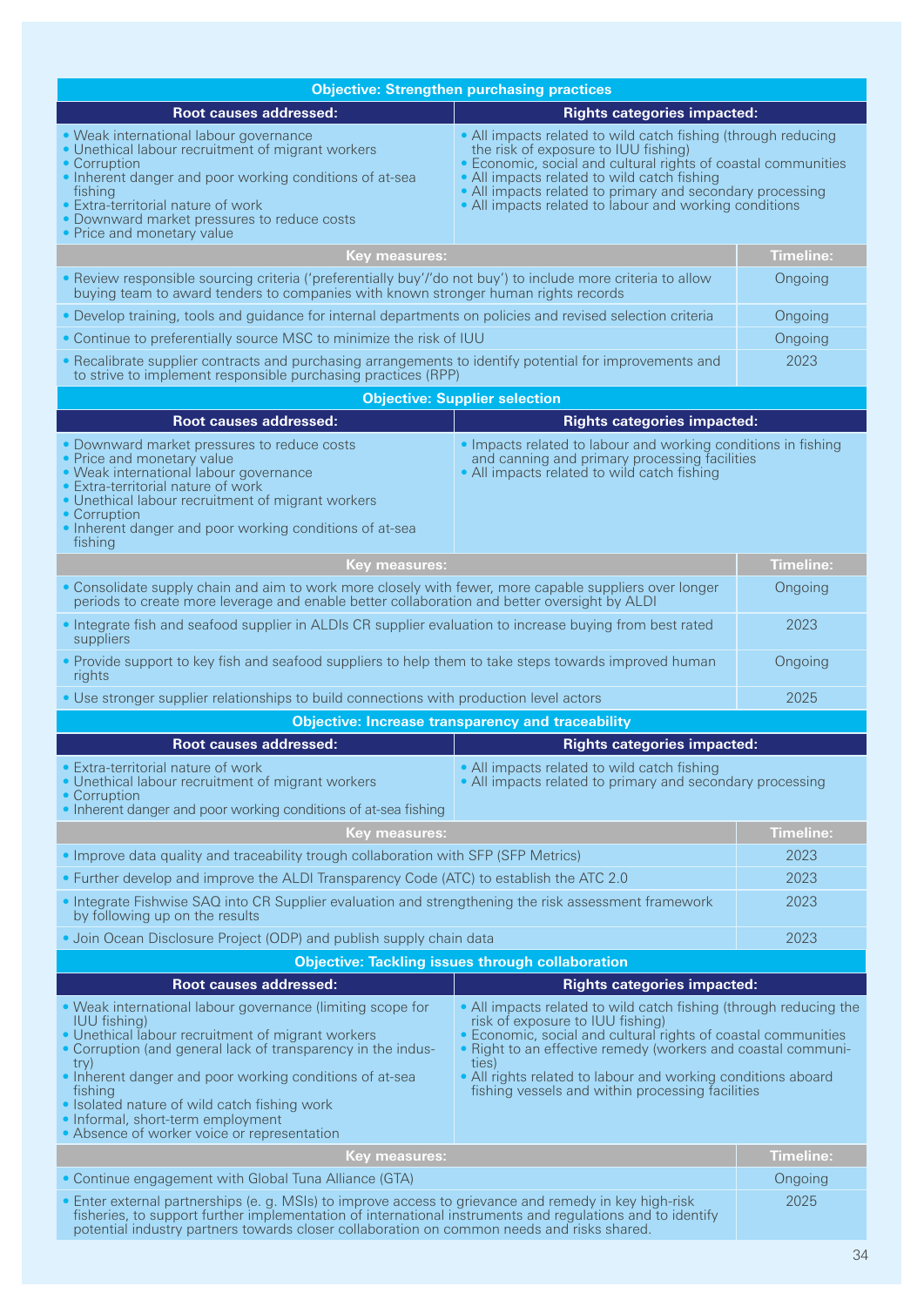**Objective: Strengthen purchasing practices**

| Root causes addressed: | Rights categories impacted: |
|---|---|
| • Weak international labour governance<br>• Unethical labour recruitment of migrant workers<br>• Corruption<br>• Inherent danger and poor working conditions of at-sea fishing<br>• Extra-territorial nature of work<br>• Downward market pressures to reduce costs<br>• Price and monetary value | • All impacts related to wild catch fishing (through reducing the risk of exposure to IUU fishing)<br>• Economic, social and cultural rights of coastal communities<br>• All impacts related to wild catch fishing<br>• All impacts related to primary and secondary processing<br>• All impacts related to labour and working conditions |

| Key measures: | Timeline: |
|---|---|
| • Review responsible sourcing criteria ('preferentially buy'/'do not buy') to include more criteria to allow buying team to award tenders to companies with known stronger human rights records | Ongoing |
| • Develop training, tools and guidance for internal departments on policies and revised selection criteria | Ongoing |
| • Continue to preferentially source MSC to minimize the risk of IUU | Ongoing |
| • Recalibrate supplier contracts and purchasing arrangements to identify potential for improvements and to strive to implement responsible purchasing practices (RPP) | 2023 |

**Objective: Supplier selection**

| Root causes addressed: | Rights categories impacted: |
|---|---|
| • Downward market pressures to reduce costs<br>• Price and monetary value<br>• Weak international labour governance<br>• Extra-territorial nature of work<br>• Unethical labour recruitment of migrant workers<br>• Corruption<br>• Inherent danger and poor working conditions of at-sea fishing | • Impacts related to labour and working conditions in fishing and canning and primary processing facilities<br>• All impacts related to wild catch fishing |

| Key measures: | Timeline: |
|---|---|
| • Consolidate supply chain and aim to work more closely with fewer, more capable suppliers over longer periods to create more leverage and enable better collaboration and better oversight by ALDI | Ongoing |
| • Integrate fish and seafood supplier in ALDIs CR supplier evaluation to increase buying from best rated suppliers | 2023 |
| • Provide support to key fish and seafood suppliers to help them to take steps towards improved human rights | Ongoing |
| • Use stronger supplier relationships to build connections with production level actors | 2025 |

**Objective: Increase transparency and traceability**

| Root causes addressed: | Rights categories impacted: |
|---|---|
| • Extra-territorial nature of work<br>• Unethical labour recruitment of migrant workers<br>• Corruption<br>• Inherent danger and poor working conditions of at-sea fishing | • All impacts related to wild catch fishing<br>• All impacts related to primary and secondary processing |

| Key measures: | Timeline: |
|---|---|
| • Improve data quality and traceability trough collaboration with SFP (SFP Metrics) | 2023 |
| • Further develop and improve the ALDI Transparency Code (ATC) to establish the ATC 2.0 | 2023 |
| • Integrate Fishwise SAQ into CR Supplier evaluation and strengthening the risk assessment framework by following up on the results | 2023 |
| • Join Ocean Disclosure Project (ODP) and publish supply chain data | 2023 |

**Objective: Tackling issues through collaboration**

| Root causes addressed: | Rights categories impacted: |
|---|---|
| • Weak international labour governance (limiting scope for IUU fishing)<br>• Unethical labour recruitment of migrant workers<br>• Corruption (and general lack of transparency in the industry)<br>• Inherent danger and poor working conditions of at-sea fishing<br>• Isolated nature of wild catch fishing work<br>• Informal, short-term employment<br>• Absence of worker voice or representation | • All impacts related to wild catch fishing (through reducing the risk of exposure to IUU fishing)<br>• Economic, social and cultural rights of coastal communities<br>• Right to an effective remedy (workers and coastal communities)<br>• All rights related to labour and working conditions aboard fishing vessels and within processing facilities |

| Key measures: | Timeline: |
|---|---|
| • Continue engagement with Global Tuna Alliance (GTA) | Ongoing |
| • Enter external partnerships (e. g. MSIs) to improve access to grievance and remedy in key high-risk fisheries, to support further implementation of international instruments and regulations and to identify potential industry partners towards closer collaboration on common needs and risks shared. | 2025 |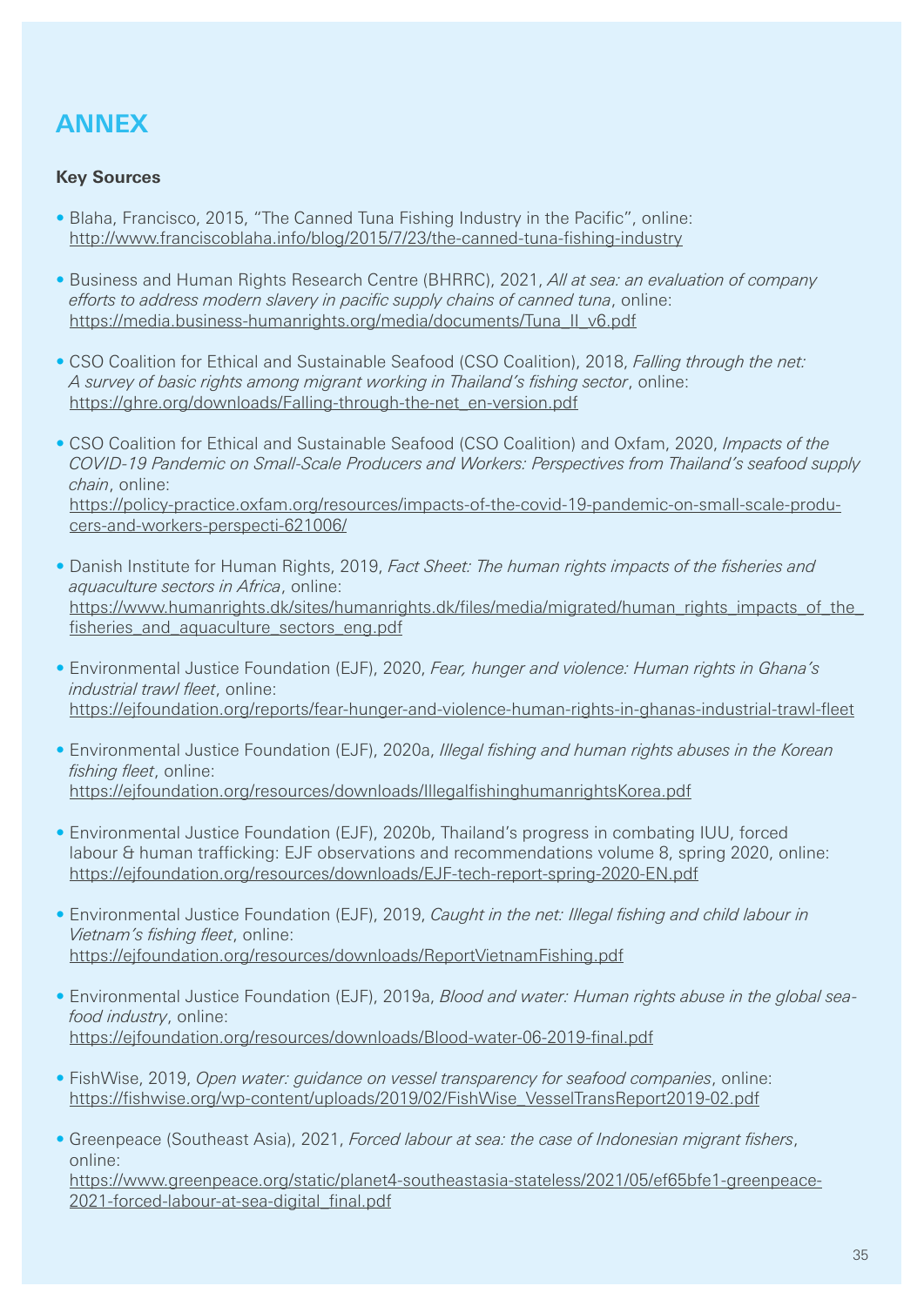# ANNEX

### Key Sources

- Blaha, Francisco, 2015, "The Canned Tuna Fishing Industry in the Pacific", online: http://www.franciscoblaha.info/blog/2015/7/23/the-canned-tuna-fishing-industry
- Business and Human Rights Research Centre (BHRRC), 2021, *All at sea: an evaluation of company efforts to address modern slavery in pacific supply chains of canned tuna*, online: https://media.business-humanrights.org/media/documents/Tuna_II_v6.pdf
- CSO Coalition for Ethical and Sustainable Seafood (CSO Coalition), 2018, *Falling through the net: A survey of basic rights among migrant working in Thailand's fishing sector*, online: https://ghre.org/downloads/Falling-through-the-net_en-version.pdf
- CSO Coalition for Ethical and Sustainable Seafood (CSO Coalition) and Oxfam, 2020, *Impacts of the COVID-19 Pandemic on Small-Scale Producers and Workers: Perspectives from Thailand's seafood supply chain*, online: https://policy-practice.oxfam.org/resources/impacts-of-the-covid-19-pandemic-on-small-scale-producers-and-workers-perspecti-621006/
- Danish Institute for Human Rights, 2019, *Fact Sheet: The human rights impacts of the fisheries and aquaculture sectors in Africa*, online: https://www.humanrights.dk/sites/humanrights.dk/files/media/migrated/human_rights_impacts_of_the_fisheries_and_aquaculture_sectors_eng.pdf
- Environmental Justice Foundation (EJF), 2020, *Fear, hunger and violence: Human rights in Ghana's industrial trawl fleet*, online: https://ejfoundation.org/reports/fear-hunger-and-violence-human-rights-in-ghanas-industrial-trawl-fleet
- Environmental Justice Foundation (EJF), 2020a, *Illegal fishing and human rights abuses in the Korean fishing fleet*, online: https://ejfoundation.org/resources/downloads/IllegalfishinghumanrightsKorea.pdf
- Environmental Justice Foundation (EJF), 2020b, Thailand's progress in combating IUU, forced labour & human trafficking: EJF observations and recommendations volume 8, spring 2020, online: https://ejfoundation.org/resources/downloads/EJF-tech-report-spring-2020-EN.pdf
- Environmental Justice Foundation (EJF), 2019, *Caught in the net: Illegal fishing and child labour in Vietnam's fishing fleet*, online: https://ejfoundation.org/resources/downloads/ReportVietnamFishing.pdf
- Environmental Justice Foundation (EJF), 2019a, *Blood and water: Human rights abuse in the global seafood industry*, online: https://ejfoundation.org/resources/downloads/Blood-water-06-2019-final.pdf
- FishWise, 2019, *Open water: guidance on vessel transparency for seafood companies*, online: https://fishwise.org/wp-content/uploads/2019/02/FishWise_VesselTransReport2019-02.pdf
- Greenpeace (Southeast Asia), 2021, *Forced labour at sea: the case of Indonesian migrant fishers*, online: https://www.greenpeace.org/static/planet4-southeastasia-stateless/2021/05/ef65bfe1-greenpeace-2021-forced-labour-at-sea-digital_final.pdf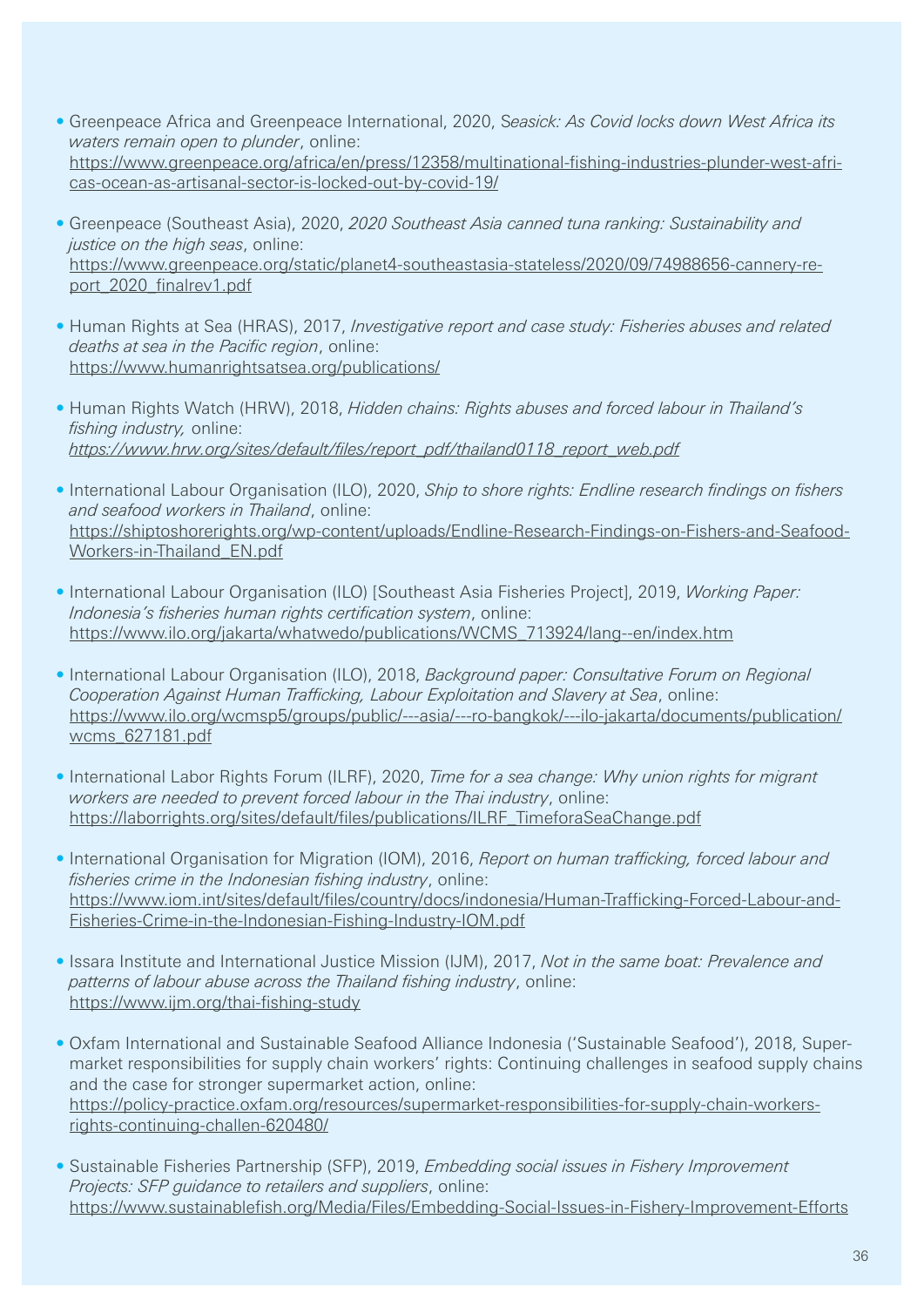- Greenpeace Africa and Greenpeace International, 2020, *Seasick: As Covid locks down West Africa its waters remain open to plunder*, online: https://www.greenpeace.org/africa/en/press/12358/multinational-fishing-industries-plunder-west-africas-ocean-as-artisanal-sector-is-locked-out-by-covid-19/

- Greenpeace (Southeast Asia), 2020, *2020 Southeast Asia canned tuna ranking: Sustainability and justice on the high seas*, online: https://www.greenpeace.org/static/planet4-southeastasia-stateless/2020/09/74988656-cannery-report_2020_finalrev1.pdf

- Human Rights at Sea (HRAS), 2017, *Investigative report and case study: Fisheries abuses and related deaths at sea in the Pacific region*, online: https://www.humanrightsatsea.org/publications/

- Human Rights Watch (HRW), 2018, *Hidden chains: Rights abuses and forced labour in Thailand's fishing industry,* online: *https://www.hrw.org/sites/default/files/report_pdf/thailand0118_report_web.pdf*

- International Labour Organisation (ILO), 2020, *Ship to shore rights: Endline research findings on fishers and seafood workers in Thailand*, online: https://shiptoshorerights.org/wp-content/uploads/Endline-Research-Findings-on-Fishers-and-Seafood-Workers-in-Thailand_EN.pdf

- International Labour Organisation (ILO) [Southeast Asia Fisheries Project], 2019, *Working Paper: Indonesia's fisheries human rights certification system*, online: https://www.ilo.org/jakarta/whatwedo/publications/WCMS_713924/lang--en/index.htm

- International Labour Organisation (ILO), 2018, *Background paper: Consultative Forum on Regional Cooperation Against Human Trafficking, Labour Exploitation and Slavery at Sea*, online: https://www.ilo.org/wcmsp5/groups/public/---asia/---ro-bangkok/---ilo-jakarta/documents/publication/wcms_627181.pdf

- International Labor Rights Forum (ILRF), 2020, *Time for a sea change: Why union rights for migrant workers are needed to prevent forced labour in the Thai industry*, online: https://laborrights.org/sites/default/files/publications/ILRF_TimeforaSeaChange.pdf

- International Organisation for Migration (IOM), 2016, *Report on human trafficking, forced labour and fisheries crime in the Indonesian fishing industry*, online: https://www.iom.int/sites/default/files/country/docs/indonesia/Human-Trafficking-Forced-Labour-and-Fisheries-Crime-in-the-Indonesian-Fishing-Industry-IOM.pdf

- Issara Institute and International Justice Mission (IJM), 2017, *Not in the same boat: Prevalence and patterns of labour abuse across the Thailand fishing industry*, online: https://www.ijm.org/thai-fishing-study

- Oxfam International and Sustainable Seafood Alliance Indonesia ('Sustainable Seafood'), 2018, Supermarket responsibilities for supply chain workers' rights: Continuing challenges in seafood supply chains and the case for stronger supermarket action, online: https://policy-practice.oxfam.org/resources/supermarket-responsibilities-for-supply-chain-workers-rights-continuing-challen-620480/

- Sustainable Fisheries Partnership (SFP), 2019, *Embedding social issues in Fishery Improvement Projects: SFP guidance to retailers and suppliers*, online: https://www.sustainablefish.org/Media/Files/Embedding-Social-Issues-in-Fishery-Improvement-Efforts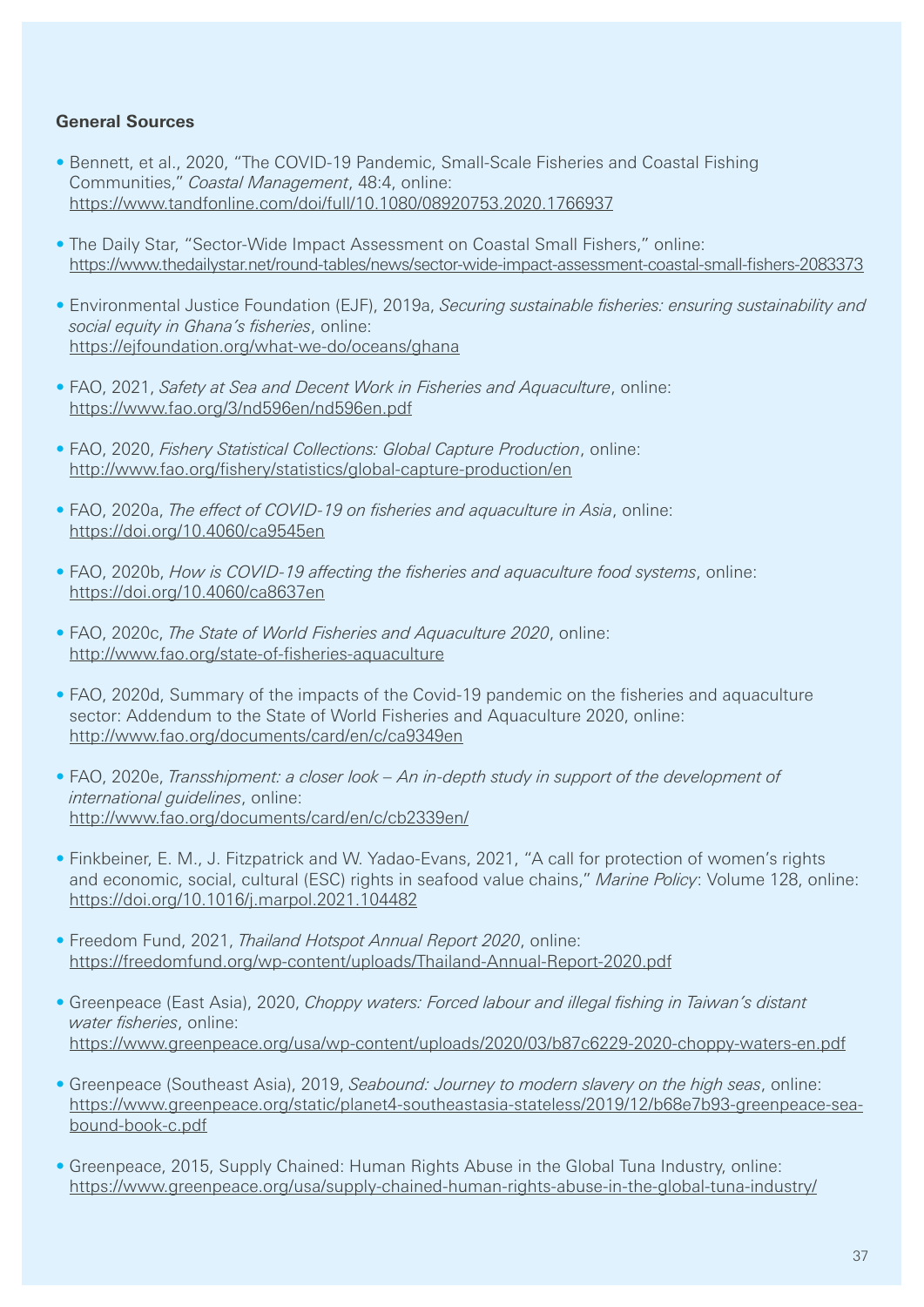**General Sources**

- Bennett, et al., 2020, "The COVID-19 Pandemic, Small-Scale Fisheries and Coastal Fishing Communities," *Coastal Management*, 48:4, online: https://www.tandfonline.com/doi/full/10.1080/08920753.2020.1766937
- The Daily Star, "Sector-Wide Impact Assessment on Coastal Small Fishers," online: https://www.thedailystar.net/round-tables/news/sector-wide-impact-assessment-coastal-small-fishers-2083373
- Environmental Justice Foundation (EJF), 2019a, *Securing sustainable fisheries: ensuring sustainability and social equity in Ghana's fisheries*, online: https://ejfoundation.org/what-we-do/oceans/ghana
- FAO, 2021, *Safety at Sea and Decent Work in Fisheries and Aquaculture*, online: https://www.fao.org/3/nd596en/nd596en.pdf
- FAO, 2020, *Fishery Statistical Collections: Global Capture Production*, online: http://www.fao.org/fishery/statistics/global-capture-production/en
- FAO, 2020a, *The effect of COVID-19 on fisheries and aquaculture in Asia*, online: https://doi.org/10.4060/ca9545en
- FAO, 2020b, *How is COVID-19 affecting the fisheries and aquaculture food systems*, online: https://doi.org/10.4060/ca8637en
- FAO, 2020c, *The State of World Fisheries and Aquaculture 2020*, online: http://www.fao.org/state-of-fisheries-aquaculture
- FAO, 2020d, Summary of the impacts of the Covid-19 pandemic on the fisheries and aquaculture sector: Addendum to the State of World Fisheries and Aquaculture 2020, online: http://www.fao.org/documents/card/en/c/ca9349en
- FAO, 2020e, *Transshipment: a closer look – An in-depth study in support of the development of international guidelines*, online: http://www.fao.org/documents/card/en/c/cb2339en/
- Finkbeiner, E. M., J. Fitzpatrick and W. Yadao-Evans, 2021, "A call for protection of women's rights and economic, social, cultural (ESC) rights in seafood value chains," *Marine Policy*: Volume 128, online: https://doi.org/10.1016/j.marpol.2021.104482
- Freedom Fund, 2021, *Thailand Hotspot Annual Report 2020*, online: https://freedomfund.org/wp-content/uploads/Thailand-Annual-Report-2020.pdf
- Greenpeace (East Asia), 2020, *Choppy waters: Forced labour and illegal fishing in Taiwan's distant water fisheries*, online: https://www.greenpeace.org/usa/wp-content/uploads/2020/03/b87c6229-2020-choppy-waters-en.pdf
- Greenpeace (Southeast Asia), 2019, *Seabound: Journey to modern slavery on the high seas*, online: https://www.greenpeace.org/static/planet4-southeastasia-stateless/2019/12/b68e7b93-greenpeace-sea-bound-book-c.pdf
- Greenpeace, 2015, Supply Chained: Human Rights Abuse in the Global Tuna Industry, online: https://www.greenpeace.org/usa/supply-chained-human-rights-abuse-in-the-global-tuna-industry/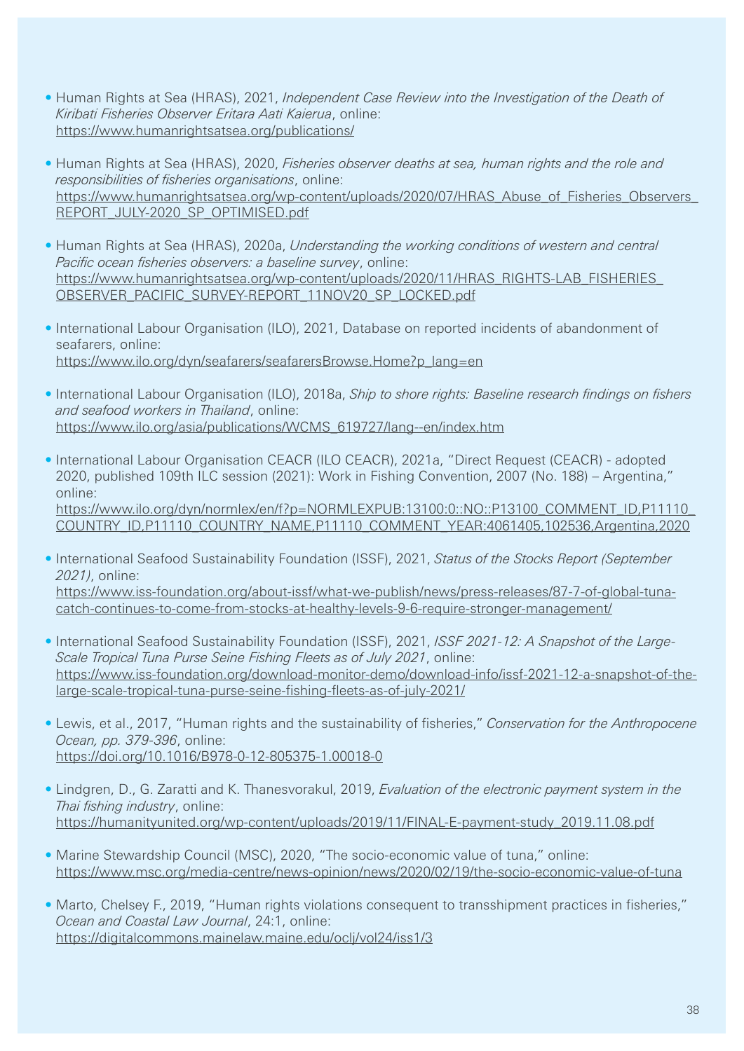- Human Rights at Sea (HRAS), 2021, *Independent Case Review into the Investigation of the Death of Kiribati Fisheries Observer Eritara Aati Kaierua*, online: https://www.humanrightsatsea.org/publications/

- Human Rights at Sea (HRAS), 2020, *Fisheries observer deaths at sea, human rights and the role and responsibilities of fisheries organisations*, online: https://www.humanrightsatsea.org/wp-content/uploads/2020/07/HRAS_Abuse_of_Fisheries_Observers_REPORT_JULY-2020_SP_OPTIMISED.pdf

- Human Rights at Sea (HRAS), 2020a, *Understanding the working conditions of western and central Pacific ocean fisheries observers: a baseline survey*, online: https://www.humanrightsatsea.org/wp-content/uploads/2020/11/HRAS_RIGHTS-LAB_FISHERIES_OBSERVER_PACIFIC_SURVEY-REPORT_11NOV20_SP_LOCKED.pdf

- International Labour Organisation (ILO), 2021, Database on reported incidents of abandonment of seafarers, online: https://www.ilo.org/dyn/seafarers/seafarersBrowse.Home?p_lang=en

- International Labour Organisation (ILO), 2018a, *Ship to shore rights: Baseline research findings on fishers and seafood workers in Thailand*, online: https://www.ilo.org/asia/publications/WCMS_619727/lang--en/index.htm

- International Labour Organisation CEACR (ILO CEACR), 2021a, "Direct Request (CEACR) - adopted 2020, published 109th ILC session (2021): Work in Fishing Convention, 2007 (No. 188) – Argentina," online: https://www.ilo.org/dyn/normlex/en/f?p=NORMLEXPUB:13100:0::NO::P13100_COMMENT_ID,P11110_COUNTRY_ID,P11110_COUNTRY_NAME,P11110_COMMENT_YEAR:4061405,102536,Argentina,2020

- International Seafood Sustainability Foundation (ISSF), 2021, *Status of the Stocks Report (September 2021)*, online: https://www.iss-foundation.org/about-issf/what-we-publish/news/press-releases/87-7-of-global-tuna-catch-continues-to-come-from-stocks-at-healthy-levels-9-6-require-stronger-management/

- International Seafood Sustainability Foundation (ISSF), 2021, *ISSF 2021-12: A Snapshot of the Large-Scale Tropical Tuna Purse Seine Fishing Fleets as of July 2021*, online: https://www.iss-foundation.org/download-monitor-demo/download-info/issf-2021-12-a-snapshot-of-the-large-scale-tropical-tuna-purse-seine-fishing-fleets-as-of-july-2021/

- Lewis, et al., 2017, "Human rights and the sustainability of fisheries," *Conservation for the Anthropocene Ocean, pp. 379-396*, online: https://doi.org/10.1016/B978-0-12-805375-1.00018-0

- Lindgren, D., G. Zaratti and K. Thanesvorakul, 2019, *Evaluation of the electronic payment system in the Thai fishing industry*, online: https://humanityunited.org/wp-content/uploads/2019/11/FINAL-E-payment-study_2019.11.08.pdf

- Marine Stewardship Council (MSC), 2020, "The socio-economic value of tuna," online: https://www.msc.org/media-centre/news-opinion/news/2020/02/19/the-socio-economic-value-of-tuna

- Marto, Chelsey F., 2019, "Human rights violations consequent to transshipment practices in fisheries," *Ocean and Coastal Law Journal*, 24:1, online: https://digitalcommons.mainelaw.maine.edu/oclj/vol24/iss1/3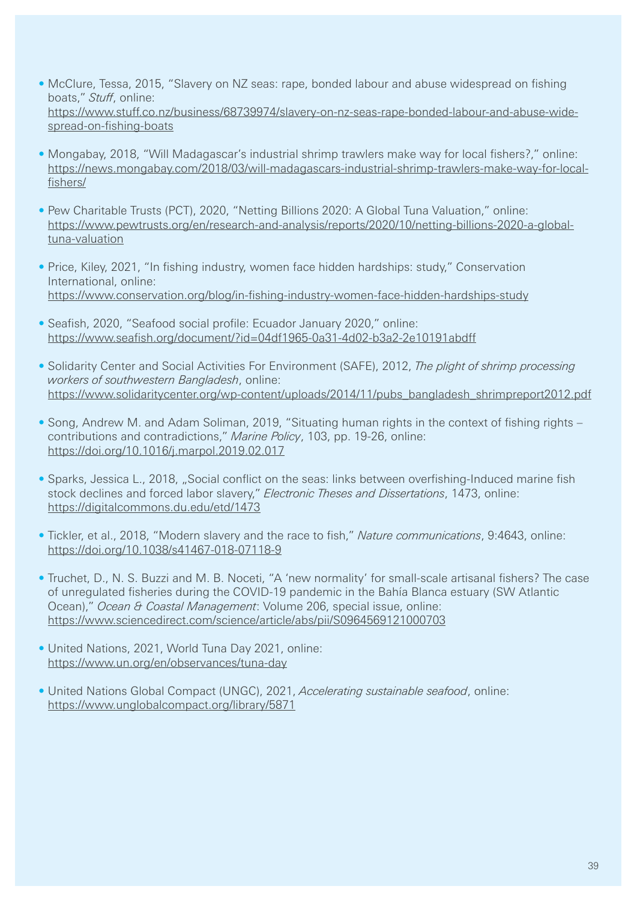- McClure, Tessa, 2015, "Slavery on NZ seas: rape, bonded labour and abuse widespread on fishing boats," *Stuff*, online: https://www.stuff.co.nz/business/68739974/slavery-on-nz-seas-rape-bonded-labour-and-abuse-widespread-on-fishing-boats

- Mongabay, 2018, "Will Madagascar's industrial shrimp trawlers make way for local fishers?," online: https://news.mongabay.com/2018/03/will-madagascars-industrial-shrimp-trawlers-make-way-for-local-fishers/

- Pew Charitable Trusts (PCT), 2020, "Netting Billions 2020: A Global Tuna Valuation," online: https://www.pewtrusts.org/en/research-and-analysis/reports/2020/10/netting-billions-2020-a-global-tuna-valuation

- Price, Kiley, 2021, "In fishing industry, women face hidden hardships: study," Conservation International, online: https://www.conservation.org/blog/in-fishing-industry-women-face-hidden-hardships-study

- Seafish, 2020, "Seafood social profile: Ecuador January 2020," online: https://www.seafish.org/document/?id=04df1965-0a31-4d02-b3a2-2e10191abdff

- Solidarity Center and Social Activities For Environment (SAFE), 2012, *The plight of shrimp processing workers of southwestern Bangladesh*, online: https://www.solidaritycenter.org/wp-content/uploads/2014/11/pubs_bangladesh_shrimpreport2012.pdf

- Song, Andrew M. and Adam Soliman, 2019, "Situating human rights in the context of fishing rights – contributions and contradictions," *Marine Policy*, 103, pp. 19-26, online: https://doi.org/10.1016/j.marpol.2019.02.017

- Sparks, Jessica L., 2018, „Social conflict on the seas: links between overfishing-Induced marine fish stock declines and forced labor slavery," *Electronic Theses and Dissertations*, 1473, online: https://digitalcommons.du.edu/etd/1473

- Tickler, et al., 2018, "Modern slavery and the race to fish," *Nature communications*, 9:4643, online: https://doi.org/10.1038/s41467-018-07118-9

- Truchet, D., N. S. Buzzi and M. B. Noceti, "A 'new normality' for small-scale artisanal fishers? The case of unregulated fisheries during the COVID-19 pandemic in the Bahía Blanca estuary (SW Atlantic Ocean)," *Ocean & Coastal Management*: Volume 206, special issue, online: https://www.sciencedirect.com/science/article/abs/pii/S0964569121000703

- United Nations, 2021, World Tuna Day 2021, online: https://www.un.org/en/observances/tuna-day

- United Nations Global Compact (UNGC), 2021, *Accelerating sustainable seafood*, online: https://www.unglobalcompact.org/library/5871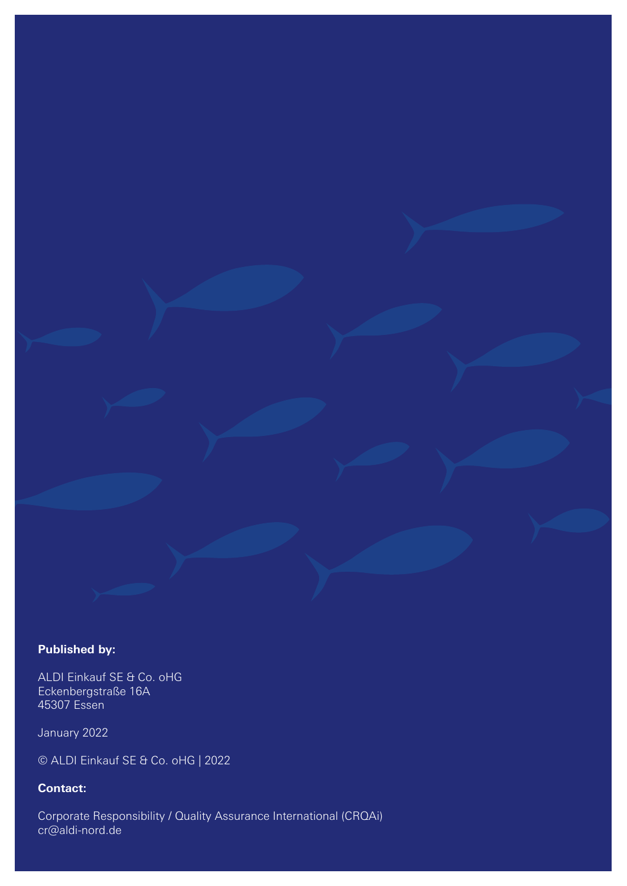**Published by:**

ALDI Einkauf SE & Co. oHG
Eckenbergstraße 16A
45307 Essen

January 2022

© ALDI Einkauf SE & Co. oHG | 2022

**Contact:**

Corporate Responsibility / Quality Assurance International (CRQAi)
cr@aldi-nord.de